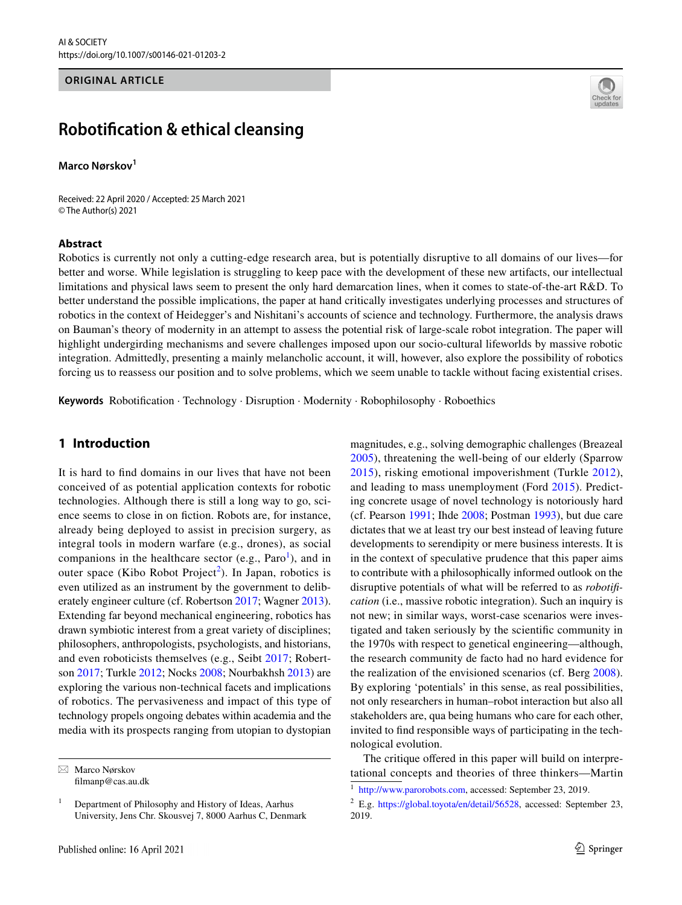ORIGINAL ARTICLE

# Robotification & ethical cleansing

**Marco Nørskov**[1]

Received: 22 April 2020 / Accepted: 25 March 2021
© The Author(s) 2021

## Abstract

Robotics is currently not only a cutting-edge research area, but is potentially disruptive to all domains of our lives—for better and worse. While legislation is struggling to keep pace with the development of these new artifacts, our intellectual limitations and physical laws seem to present the only hard demarcation lines, when it comes to state-of-the-art R&D. To better understand the possible implications, the paper at hand critically investigates underlying processes and structures of robotics in the context of Heidegger's and Nishitani's accounts of science and technology. Furthermore, the analysis draws on Bauman's theory of modernity in an attempt to assess the potential risk of large-scale robot integration. The paper will highlight undergirding mechanisms and severe challenges imposed upon our socio-cultural lifeworlds by massive robotic integration. Admittedly, presenting a mainly melancholic account, it will, however, also explore the possibility of robotics forcing us to reassess our position and to solve problems, which we seem unable to tackle without facing existential crises.

**Keywords** Robotification · Technology · Disruption · Modernity · Robophilosophy · Roboethics

## 1 Introduction

It is hard to find domains in our lives that have not been conceived of as potential application contexts for robotic technologies. Although there is still a long way to go, science seems to close in on fiction. Robots are, for instance, already being deployed to assist in precision surgery, as integral tools in modern warfare (e.g., drones), as social companions in the healthcare sector (e.g., Paro[1]), and in outer space (Kibo Robot Project[2]). In Japan, robotics is even utilized as an instrument by the government to deliberately engineer culture (cf. Robertson 2017; Wagner 2013). Extending far beyond mechanical engineering, robotics has drawn symbiotic interest from a great variety of disciplines; philosophers, anthropologists, psychologists, and historians, and even roboticists themselves (e.g., Seibt 2017; Robertson 2017; Turkle 2012; Nocks 2008; Nourbakhsh 2013) are exploring the various non-technical facets and implications of robotics. The pervasiveness and impact of this type of technology propels ongoing debates within academia and the media with its prospects ranging from utopian to dystopian magnitudes, e.g., solving demographic challenges (Breazeal 2005), threatening the well-being of our elderly (Sparrow 2015), risking emotional impoverishment (Turkle 2012), and leading to mass unemployment (Ford 2015). Predicting concrete usage of novel technology is notoriously hard (cf. Pearson 1991; Ihde 2008; Postman 1993), but due care dictates that we at least try our best instead of leaving future developments to serendipity or mere business interests. It is in the context of speculative prudence that this paper aims to contribute with a philosophically informed outlook on the disruptive potentials of what will be referred to as *robotification* (i.e., massive robotic integration). Such an inquiry is not new; in similar ways, worst-case scenarios were investigated and taken seriously by the scientific community in the 1970s with respect to genetical engineering—although, the research community de facto had no hard evidence for the realization of the envisioned scenarios (cf. Berg 2008). By exploring 'potentials' in this sense, as real possibilities, not only researchers in human–robot interaction but also all stakeholders are, qua being humans who care for each other, invited to find responsible ways of participating in the technological evolution.

The critique offered in this paper will build on interpretational concepts and theories of three thinkers—Martin

---

Marco Nørskov
filmanp@cas.au.dk

[1] Department of Philosophy and History of Ideas, Aarhus University, Jens Chr. Skousvej 7, 8000 Aarhus C, Denmark

[1] http://www.parorobots.com, accessed: September 23, 2019.

[2] E.g. https://global.toyota/en/detail/56528, accessed: September 23, 2019.

Published online: 16 April 2021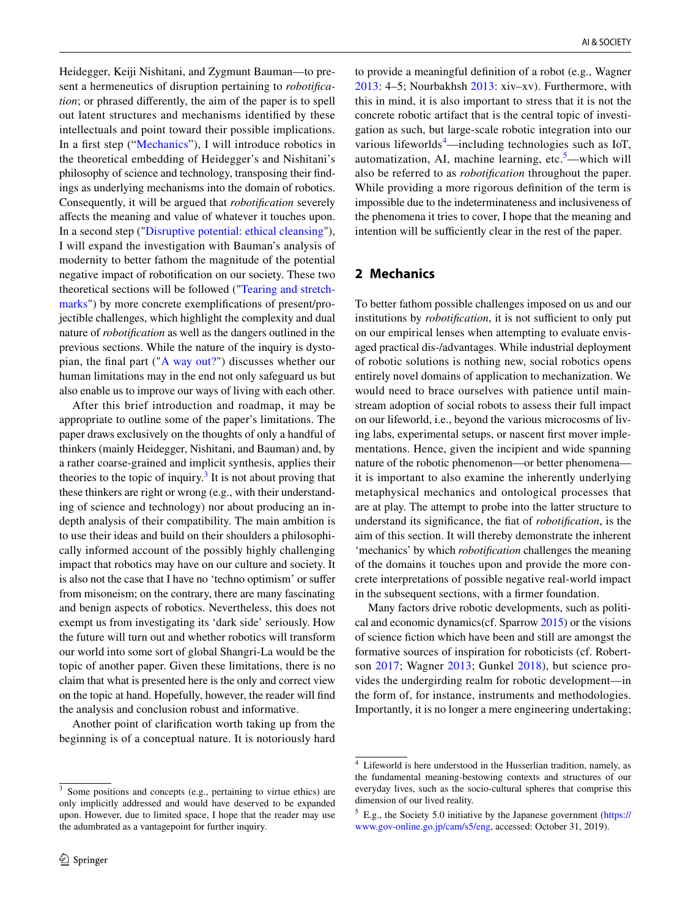Heidegger, Keiji Nishitani, and Zygmunt Bauman—to present a hermeneutics of disruption pertaining to *robotification*; or phrased differently, the aim of the paper is to spell out latent structures and mechanisms identified by these intellectuals and point toward their possible implications. In a first step ("Mechanics"), I will introduce robotics in the theoretical embedding of Heidegger's and Nishitani's philosophy of science and technology, transposing their findings as underlying mechanisms into the domain of robotics. Consequently, it will be argued that *robotification* severely affects the meaning and value of whatever it touches upon. In a second step ("Disruptive potential: ethical cleansing"), I will expand the investigation with Bauman's analysis of modernity to better fathom the magnitude of the potential negative impact of robotification on our society. These two theoretical sections will be followed ("Tearing and stretchmarks") by more concrete exemplifications of present/projectible challenges, which highlight the complexity and dual nature of *robotification* as well as the dangers outlined in the previous sections. While the nature of the inquiry is dystopian, the final part ("A way out?") discusses whether our human limitations may in the end not only safeguard us but also enable us to improve our ways of living with each other.

After this brief introduction and roadmap, it may be appropriate to outline some of the paper's limitations. The paper draws exclusively on the thoughts of only a handful of thinkers (mainly Heidegger, Nishitani, and Bauman) and, by a rather coarse-grained and implicit synthesis, applies their theories to the topic of inquiry.[3] It is not about proving that these thinkers are right or wrong (e.g., with their understanding of science and technology) nor about producing an in-depth analysis of their compatibility. The main ambition is to use their ideas and build on their shoulders a philosophically informed account of the possibly highly challenging impact that robotics may have on our culture and society. It is also not the case that I have no 'techno optimism' or suffer from misoneism; on the contrary, there are many fascinating and benign aspects of robotics. Nevertheless, this does not exempt us from investigating its 'dark side' seriously. How the future will turn out and whether robotics will transform our world into some sort of global Shangri-La would be the topic of another paper. Given these limitations, there is no claim that what is presented here is the only and correct view on the topic at hand. Hopefully, however, the reader will find the analysis and conclusion robust and informative.

Another point of clarification worth taking up from the beginning is of a conceptual nature. It is notoriously hard to provide a meaningful definition of a robot (e.g., Wagner 2013: 4–5; Nourbakhsh 2013: xiv–xv). Furthermore, with this in mind, it is also important to stress that it is not the concrete robotic artifact that is the central topic of investigation as such, but large-scale robotic integration into our various lifeworlds[4]—including technologies such as IoT, automatization, AI, machine learning, etc.[5]—which will also be referred to as *robotification* throughout the paper. While providing a more rigorous definition of the term is impossible due to the indeterminateness and inclusiveness of the phenomena it tries to cover, I hope that the meaning and intention will be sufficiently clear in the rest of the paper.

## 2 Mechanics

To better fathom possible challenges imposed on us and our institutions by *robotification*, it is not sufficient to only put on our empirical lenses when attempting to evaluate envisaged practical dis-/advantages. While industrial deployment of robotic solutions is nothing new, social robotics opens entirely novel domains of application to mechanization. We would need to brace ourselves with patience until mainstream adoption of social robots to assess their full impact on our lifeworld, i.e., beyond the various microcosms of living labs, experimental setups, or nascent first mover implementations. Hence, given the incipient and wide spanning nature of the robotic phenomenon—or better phenomena—it is important to also examine the inherently underlying metaphysical mechanics and ontological processes that are at play. The attempt to probe into the latter structure to understand its significance, the fiat of *robotification*, is the aim of this section. It will thereby demonstrate the inherent 'mechanics' by which *robotification* challenges the meaning of the domains it touches upon and provide the more concrete interpretations of possible negative real-world impact in the subsequent sections, with a firmer foundation.

Many factors drive robotic developments, such as political and economic dynamics(cf. Sparrow 2015) or the visions of science fiction which have been and still are amongst the formative sources of inspiration for roboticists (cf. Robertson 2017; Wagner 2013; Gunkel 2018), but science provides the undergirding realm for robotic development—in the form of, for instance, instruments and methodologies. Importantly, it is no longer a mere engineering undertaking;

---

[3] Some positions and concepts (e.g., pertaining to virtue ethics) are only implicitly addressed and would have deserved to be expanded upon. However, due to limited space, I hope that the reader may use the adumbrated as a vantagepoint for further inquiry.

[4] Lifeworld is here understood in the Husserlian tradition, namely, as the fundamental meaning-bestowing contexts and structures of our everyday lives, such as the socio-cultural spheres that comprise this dimension of our lived reality.

[5] E.g., the Society 5.0 initiative by the Japanese government (https://www.gov-online.go.jp/cam/s5/eng, accessed: October 31, 2019).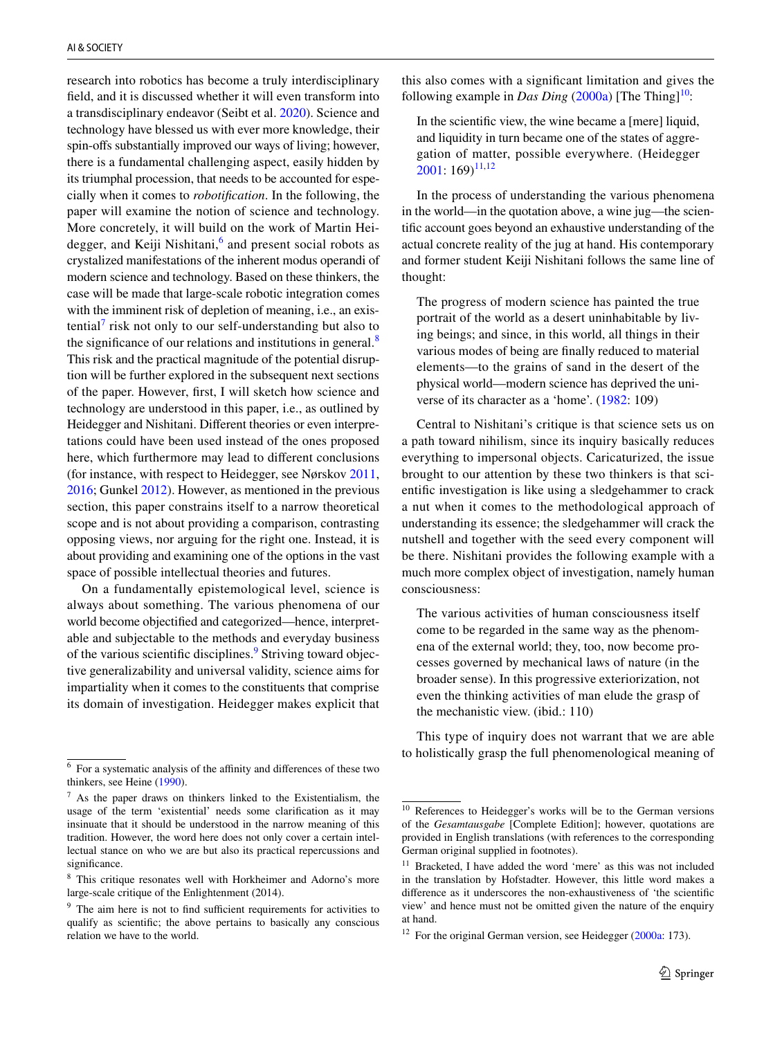research into robotics has become a truly interdisciplinary field, and it is discussed whether it will even transform into a transdisciplinary endeavor (Seibt et al. 2020). Science and technology have blessed us with ever more knowledge, their spin-offs substantially improved our ways of living; however, there is a fundamental challenging aspect, easily hidden by its triumphal procession, that needs to be accounted for especially when it comes to *robotification*. In the following, the paper will examine the notion of science and technology. More concretely, it will build on the work of Martin Heidegger, and Keiji Nishitani,[6] and present social robots as crystalized manifestations of the inherent modus operandi of modern science and technology. Based on these thinkers, the case will be made that large-scale robotic integration comes with the imminent risk of depletion of meaning, i.e., an existential[7] risk not only to our self-understanding but also to the significance of our relations and institutions in general.[8] This risk and the practical magnitude of the potential disruption will be further explored in the subsequent next sections of the paper. However, first, I will sketch how science and technology are understood in this paper, i.e., as outlined by Heidegger and Nishitani. Different theories or even interpretations could have been used instead of the ones proposed here, which furthermore may lead to different conclusions (for instance, with respect to Heidegger, see Nørskov 2011, 2016; Gunkel 2012). However, as mentioned in the previous section, this paper constrains itself to a narrow theoretical scope and is not about providing a comparison, contrasting opposing views, nor arguing for the right one. Instead, it is about providing and examining one of the options in the vast space of possible intellectual theories and futures.

On a fundamentally epistemological level, science is always about something. The various phenomena of our world become objectified and categorized—hence, interpretable and subjectable to the methods and everyday business of the various scientific disciplines.[9] Striving toward objective generalizability and universal validity, science aims for impartiality when it comes to the constituents that comprise its domain of investigation. Heidegger makes explicit that this also comes with a significant limitation and gives the following example in *Das Ding* (2000a) [The Thing][10]:

> In the scientific view, the wine became a [mere] liquid, and liquidity in turn became one of the states of aggregation of matter, possible everywhere. (Heidegger 2001: 169)[11,12]

In the process of understanding the various phenomena in the world—in the quotation above, a wine jug—the scientific account goes beyond an exhaustive understanding of the actual concrete reality of the jug at hand. His contemporary and former student Keiji Nishitani follows the same line of thought:

> The progress of modern science has painted the true portrait of the world as a desert uninhabitable by living beings; and since, in this world, all things in their various modes of being are finally reduced to material elements—to the grains of sand in the desert of the physical world—modern science has deprived the universe of its character as a 'home'. (1982: 109)

Central to Nishitani's critique is that science sets us on a path toward nihilism, since its inquiry basically reduces everything to impersonal objects. Caricaturized, the issue brought to our attention by these two thinkers is that scientific investigation is like using a sledgehammer to crack a nut when it comes to the methodological approach of understanding its essence; the sledgehammer will crack the nutshell and together with the seed every component will be there. Nishitani provides the following example with a much more complex object of investigation, namely human consciousness:

> The various activities of human consciousness itself come to be regarded in the same way as the phenomena of the external world; they, too, now become processes governed by mechanical laws of nature (in the broader sense). In this progressive exteriorization, not even the thinking activities of man elude the grasp of the mechanistic view. (ibid.: 110)

This type of inquiry does not warrant that we are able to holistically grasp the full phenomenological meaning of

---

[6] For a systematic analysis of the affinity and differences of these two thinkers, see Heine (1990).

[7] As the paper draws on thinkers linked to the Existentialism, the usage of the term 'existential' needs some clarification as it may insinuate that it should be understood in the narrow meaning of this tradition. However, the word here does not only cover a certain intellectual stance on who we are but also its practical repercussions and significance.

[8] This critique resonates well with Horkheimer and Adorno's more large-scale critique of the Enlightenment (2014).

[9] The aim here is not to find sufficient requirements for activities to qualify as scientific; the above pertains to basically any conscious relation we have to the world.

[10] References to Heidegger's works will be to the German versions of the *Gesamtausgabe* [Complete Edition]; however, quotations are provided in English translations (with references to the corresponding German original supplied in footnotes).

[11] Bracketed, I have added the word 'mere' as this was not included in the translation by Hofstadter. However, this little word makes a difference as it underscores the non-exhaustiveness of 'the scientific view' and hence must not be omitted given the nature of the enquiry at hand.

[12] For the original German version, see Heidegger (2000a: 173).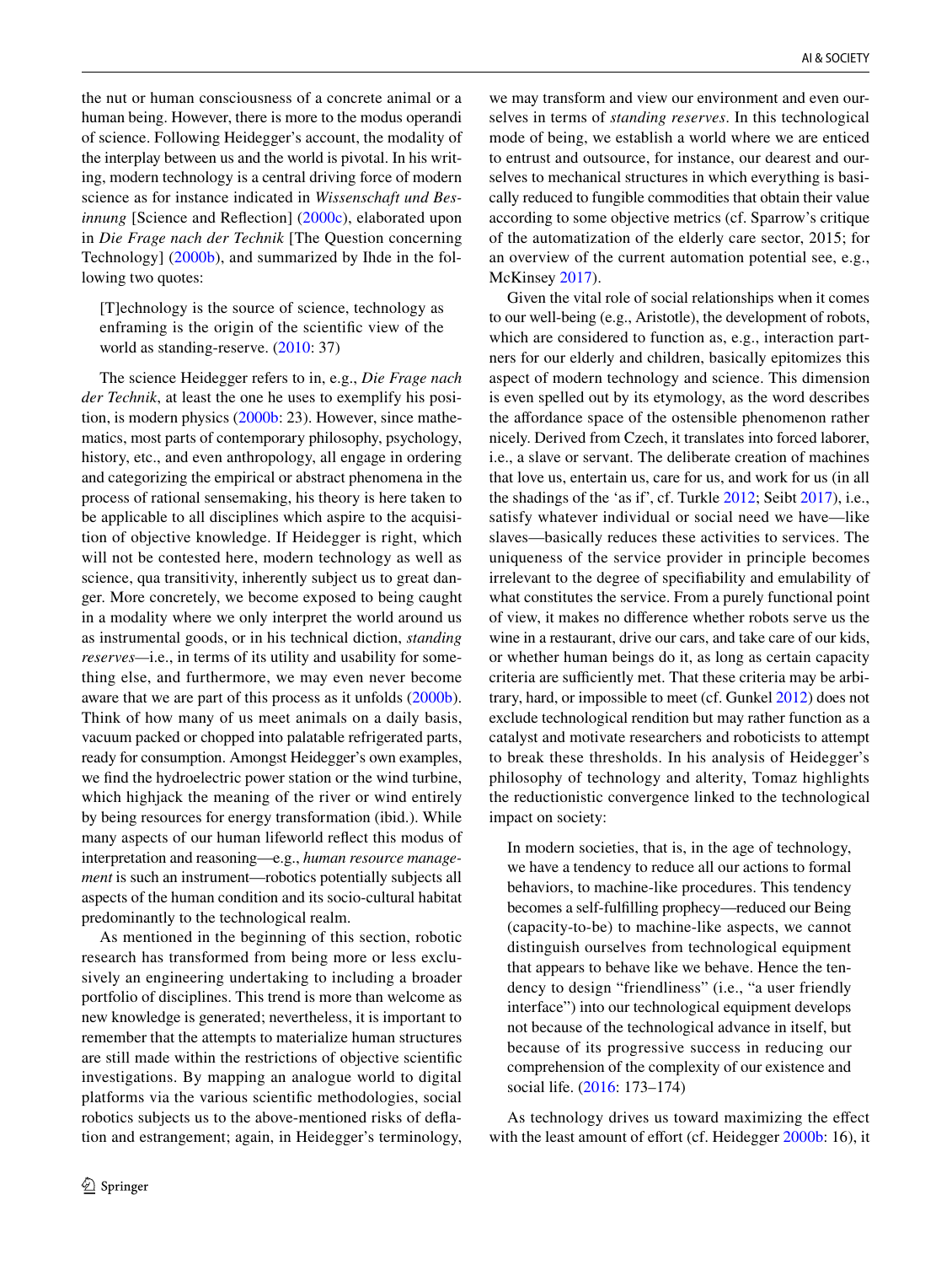the nut or human consciousness of a concrete animal or a human being. However, there is more to the modus operandi of science. Following Heidegger's account, the modality of the interplay between us and the world is pivotal. In his writing, modern technology is a central driving force of modern science as for instance indicated in *Wissenschaft und Besinnung* [Science and Reflection] (2000c), elaborated upon in *Die Frage nach der Technik* [The Question concerning Technology] (2000b), and summarized by Ihde in the following two quotes:

> [T]echnology is the source of science, technology as enframing is the origin of the scientific view of the world as standing-reserve. (2010: 37)

The science Heidegger refers to in, e.g., *Die Frage nach der Technik*, at least the one he uses to exemplify his position, is modern physics (2000b: 23). However, since mathematics, most parts of contemporary philosophy, psychology, history, etc., and even anthropology, all engage in ordering and categorizing the empirical or abstract phenomena in the process of rational sensemaking, his theory is here taken to be applicable to all disciplines which aspire to the acquisition of objective knowledge. If Heidegger is right, which will not be contested here, modern technology as well as science, qua transitivity, inherently subject us to great danger. More concretely, we become exposed to being caught in a modality where we only interpret the world around us as instrumental goods, or in his technical diction, *standing reserves*—i.e., in terms of its utility and usability for something else, and furthermore, we may even never become aware that we are part of this process as it unfolds (2000b). Think of how many of us meet animals on a daily basis, vacuum packed or chopped into palatable refrigerated parts, ready for consumption. Amongst Heidegger's own examples, we find the hydroelectric power station or the wind turbine, which highjack the meaning of the river or wind entirely by being resources for energy transformation (ibid.). While many aspects of our human lifeworld reflect this modus of interpretation and reasoning—e.g., *human resource management* is such an instrument—robotics potentially subjects all aspects of the human condition and its socio-cultural habitat predominantly to the technological realm.

As mentioned in the beginning of this section, robotic research has transformed from being more or less exclusively an engineering undertaking to including a broader portfolio of disciplines. This trend is more than welcome as new knowledge is generated; nevertheless, it is important to remember that the attempts to materialize human structures are still made within the restrictions of objective scientific investigations. By mapping an analogue world to digital platforms via the various scientific methodologies, social robotics subjects us to the above-mentioned risks of deflation and estrangement; again, in Heidegger's terminology, we may transform and view our environment and even ourselves in terms of *standing reserves*. In this technological mode of being, we establish a world where we are enticed to entrust and outsource, for instance, our dearest and ourselves to mechanical structures in which everything is basically reduced to fungible commodities that obtain their value according to some objective metrics (cf. Sparrow's critique of the automatization of the elderly care sector, 2015; for an overview of the current automation potential see, e.g., McKinsey 2017).

Given the vital role of social relationships when it comes to our well-being (e.g., Aristotle), the development of robots, which are considered to function as, e.g., interaction partners for our elderly and children, basically epitomizes this aspect of modern technology and science. This dimension is even spelled out by its etymology, as the word describes the affordance space of the ostensible phenomenon rather nicely. Derived from Czech, it translates into forced laborer, i.e., a slave or servant. The deliberate creation of machines that love us, entertain us, care for us, and work for us (in all the shadings of the 'as if', cf. Turkle 2012; Seibt 2017), i.e., satisfy whatever individual or social need we have—like slaves—basically reduces these activities to services. The uniqueness of the service provider in principle becomes irrelevant to the degree of specifiability and emulability of what constitutes the service. From a purely functional point of view, it makes no difference whether robots serve us the wine in a restaurant, drive our cars, and take care of our kids, or whether human beings do it, as long as certain capacity criteria are sufficiently met. That these criteria may be arbitrary, hard, or impossible to meet (cf. Gunkel 2012) does not exclude technological rendition but may rather function as a catalyst and motivate researchers and roboticists to attempt to break these thresholds. In his analysis of Heidegger's philosophy of technology and alterity, Tomaz highlights the reductionistic convergence linked to the technological impact on society:

> In modern societies, that is, in the age of technology, we have a tendency to reduce all our actions to formal behaviors, to machine-like procedures. This tendency becomes a self-fulfilling prophecy—reduced our Being (capacity-to-be) to machine-like aspects, we cannot distinguish ourselves from technological equipment that appears to behave like we behave. Hence the tendency to design "friendliness" (i.e., "a user friendly interface") into our technological equipment develops not because of the technological advance in itself, but because of its progressive success in reducing our comprehension of the complexity of our existence and social life. (2016: 173–174)

As technology drives us toward maximizing the effect with the least amount of effort (cf. Heidegger 2000b: 16), it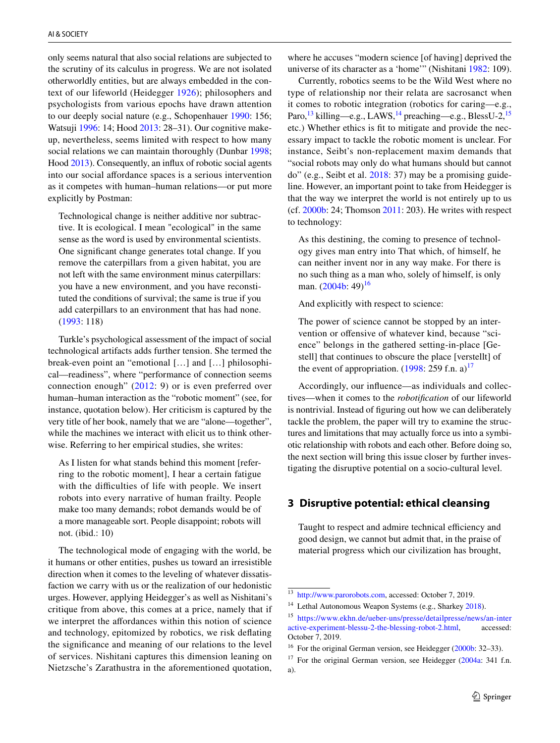only seems natural that also social relations are subjected to the scrutiny of its calculus in progress. We are not isolated otherworldly entities, but are always embedded in the context of our lifeworld (Heidegger 1926); philosophers and psychologists from various epochs have drawn attention to our deeply social nature (e.g., Schopenhauer 1990: 156; Watsuji 1996: 14; Hood 2013: 28–31). Our cognitive make-up, nevertheless, seems limited with respect to how many social relations we can maintain thoroughly (Dunbar 1998; Hood 2013). Consequently, an influx of robotic social agents into our social affordance spaces is a serious intervention as it competes with human–human relations—or put more explicitly by Postman:

> Technological change is neither additive nor subtractive. It is ecological. I mean "ecological" in the same sense as the word is used by environmental scientists. One significant change generates total change. If you remove the caterpillars from a given habitat, you are not left with the same environment minus caterpillars: you have a new environment, and you have reconstituted the conditions of survival; the same is true if you add caterpillars to an environment that has had none. (1993: 118)

Turkle's psychological assessment of the impact of social technological artifacts adds further tension. She termed the break-even point an "emotional […] and […] philosophical—readiness", where "performance of connection seems connection enough" (2012: 9) or is even preferred over human–human interaction as the "robotic moment" (see, for instance, quotation below). Her criticism is captured by the very title of her book, namely that we are "alone—together", while the machines we interact with elicit us to think otherwise. Referring to her empirical studies, she writes:

> As I listen for what stands behind this moment [referring to the robotic moment], I hear a certain fatigue with the difficulties of life with people. We insert robots into every narrative of human frailty. People make too many demands; robot demands would be of a more manageable sort. People disappoint; robots will not. (ibid.: 10)

The technological mode of engaging with the world, be it humans or other entities, pushes us toward an irresistible direction when it comes to the leveling of whatever dissatisfaction we carry with us or the realization of our hedonistic urges. However, applying Heidegger's as well as Nishitani's critique from above, this comes at a price, namely that if we interpret the affordances within this notion of science and technology, epitomized by robotics, we risk deflating the significance and meaning of our relations to the level of services. Nishitani captures this dimension leaning on Nietzsche's Zarathustra in the aforementioned quotation, where he accuses "modern science [of having] deprived the universe of its character as a 'home'" (Nishitani 1982: 109).

Currently, robotics seems to be the Wild West where no type of relationship nor their relata are sacrosanct when it comes to robotic integration (robotics for caring—e.g., Paro,[13] killing—e.g., LAWS,[14] preaching—e.g., BlessU-2,[15] etc.) Whether ethics is fit to mitigate and provide the necessary impact to tackle the robotic moment is unclear. For instance, Seibt's non-replacement maxim demands that "social robots may only do what humans should but cannot do" (e.g., Seibt et al. 2018: 37) may be a promising guideline. However, an important point to take from Heidegger is that the way we interpret the world is not entirely up to us (cf. 2000b: 24; Thomson 2011: 203). He writes with respect to technology:

> As this destining, the coming to presence of technology gives man entry into That which, of himself, he can neither invent nor in any way make. For there is no such thing as a man who, solely of himself, is only man. (2004b: 49)[16]

And explicitly with respect to science:

> The power of science cannot be stopped by an intervention or offensive of whatever kind, because "science" belongs in the gathered setting-in-place [Gestell] that continues to obscure the place [verstellt] of the event of appropriation. (1998: 259 f.n. a)[17]

Accordingly, our influence—as individuals and collectives—when it comes to the *robotification* of our lifeworld is nontrivial. Instead of figuring out how we can deliberately tackle the problem, the paper will try to examine the structures and limitations that may actually force us into a symbiotic relationship with robots and each other. Before doing so, the next section will bring this issue closer by further investigating the disruptive potential on a socio-cultural level.

## 3 Disruptive potential: ethical cleansing

> Taught to respect and admire technical efficiency and good design, we cannot but admit that, in the praise of material progress which our civilization has brought,

---

[13] http://www.parorobots.com, accessed: October 7, 2019.

[14] Lethal Autonomous Weapon Systems (e.g., Sharkey 2018).

[15] https://www.ekhn.de/ueber-uns/presse/detailpresse/news/an-interactive-experiment-blessu-2-the-blessing-robot-2.html, accessed: October 7, 2019.

[16] For the original German version, see Heidegger (2000b: 32–33).

[17] For the original German version, see Heidegger (2004a: 341 f.n. a).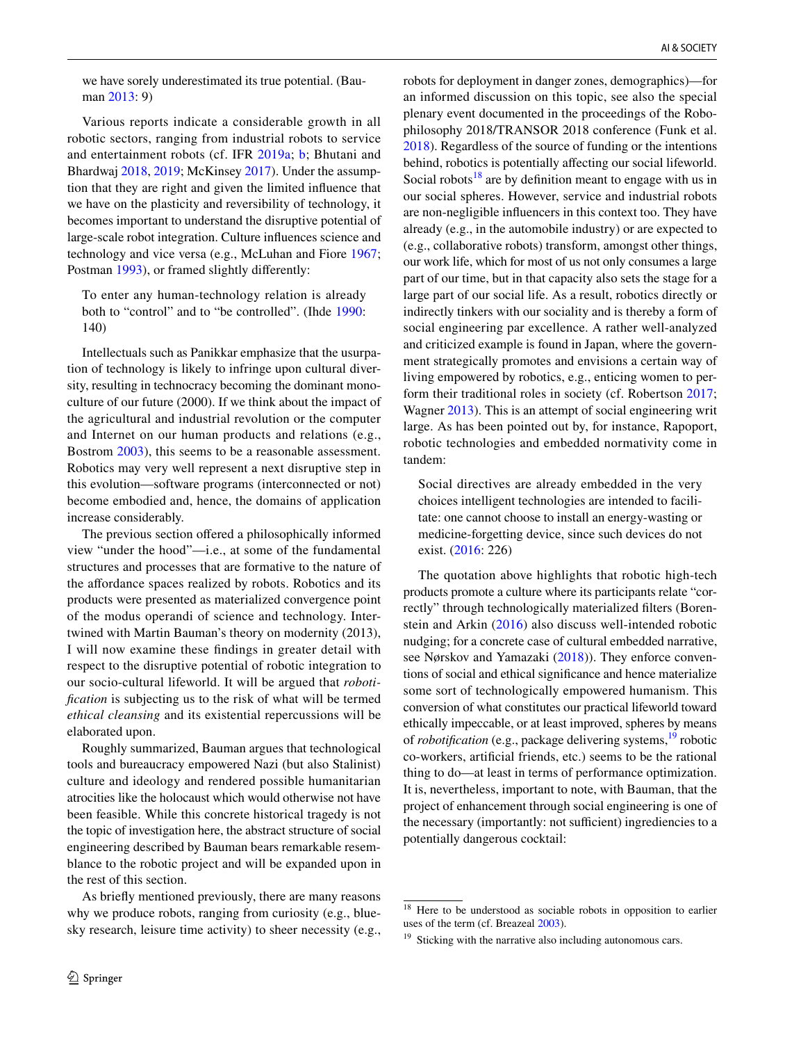we have sorely underestimated its true potential. (Bauman 2013: 9)

Various reports indicate a considerable growth in all robotic sectors, ranging from industrial robots to service and entertainment robots (cf. IFR 2019a; b; Bhutani and Bhardwaj 2018, 2019; McKinsey 2017). Under the assumption that they are right and given the limited influence that we have on the plasticity and reversibility of technology, it becomes important to understand the disruptive potential of large-scale robot integration. Culture influences science and technology and vice versa (e.g., McLuhan and Fiore 1967; Postman 1993), or framed slightly differently:

> To enter any human-technology relation is already both to "control" and to "be controlled". (Ihde 1990: 140)

Intellectuals such as Panikkar emphasize that the usurpation of technology is likely to infringe upon cultural diversity, resulting in technocracy becoming the dominant monoculture of our future (2000). If we think about the impact of the agricultural and industrial revolution or the computer and Internet on our human products and relations (e.g., Bostrom 2003), this seems to be a reasonable assessment. Robotics may very well represent a next disruptive step in this evolution—software programs (interconnected or not) become embodied and, hence, the domains of application increase considerably.

The previous section offered a philosophically informed view "under the hood"—i.e., at some of the fundamental structures and processes that are formative to the nature of the affordance spaces realized by robots. Robotics and its products were presented as materialized convergence point of the modus operandi of science and technology. Intertwined with Martin Bauman's theory on modernity (2013), I will now examine these findings in greater detail with respect to the disruptive potential of robotic integration to our socio-cultural lifeworld. It will be argued that *robotification* is subjecting us to the risk of what will be termed *ethical cleansing* and its existential repercussions will be elaborated upon.

Roughly summarized, Bauman argues that technological tools and bureaucracy empowered Nazi (but also Stalinist) culture and ideology and rendered possible humanitarian atrocities like the holocaust which would otherwise not have been feasible. While this concrete historical tragedy is not the topic of investigation here, the abstract structure of social engineering described by Bauman bears remarkable resemblance to the robotic project and will be expanded upon in the rest of this section.

As briefly mentioned previously, there are many reasons why we produce robots, ranging from curiosity (e.g., blue-sky research, leisure time activity) to sheer necessity (e.g., robots for deployment in danger zones, demographics)—for an informed discussion on this topic, see also the special plenary event documented in the proceedings of the Robophilosophy 2018/TRANSOR 2018 conference (Funk et al. 2018). Regardless of the source of funding or the intentions behind, robotics is potentially affecting our social lifeworld. Social robots[18] are by definition meant to engage with us in our social spheres. However, service and industrial robots are non-negligible influencers in this context too. They have already (e.g., in the automobile industry) or are expected to (e.g., collaborative robots) transform, amongst other things, our work life, which for most of us not only consumes a large part of our time, but in that capacity also sets the stage for a large part of our social life. As a result, robotics directly or indirectly tinkers with our sociality and is thereby a form of social engineering par excellence. A rather well-analyzed and criticized example is found in Japan, where the government strategically promotes and envisions a certain way of living empowered by robotics, e.g., enticing women to perform their traditional roles in society (cf. Robertson 2017; Wagner 2013). This is an attempt of social engineering writ large. As has been pointed out by, for instance, Rapoport, robotic technologies and embedded normativity come in tandem:

> Social directives are already embedded in the very choices intelligent technologies are intended to facilitate: one cannot choose to install an energy-wasting or medicine-forgetting device, since such devices do not exist. (2016: 226)

The quotation above highlights that robotic high-tech products promote a culture where its participants relate "correctly" through technologically materialized filters (Borenstein and Arkin (2016) also discuss well-intended robotic nudging; for a concrete case of cultural embedded narrative, see Nørskov and Yamazaki (2018)). They enforce conventions of social and ethical significance and hence materialize some sort of technologically empowered humanism. This conversion of what constitutes our practical lifeworld toward ethically impeccable, or at least improved, spheres by means of *robotification* (e.g., package delivering systems,[19] robotic co-workers, artificial friends, etc.) seems to be the rational thing to do—at least in terms of performance optimization. It is, nevertheless, important to note, with Bauman, that the project of enhancement through social engineering is one of the necessary (importantly: not sufficient) ingrediencies to a potentially dangerous cocktail:

[18] Here to be understood as sociable robots in opposition to earlier uses of the term (cf. Breazeal 2003).

[19] Sticking with the narrative also including autonomous cars.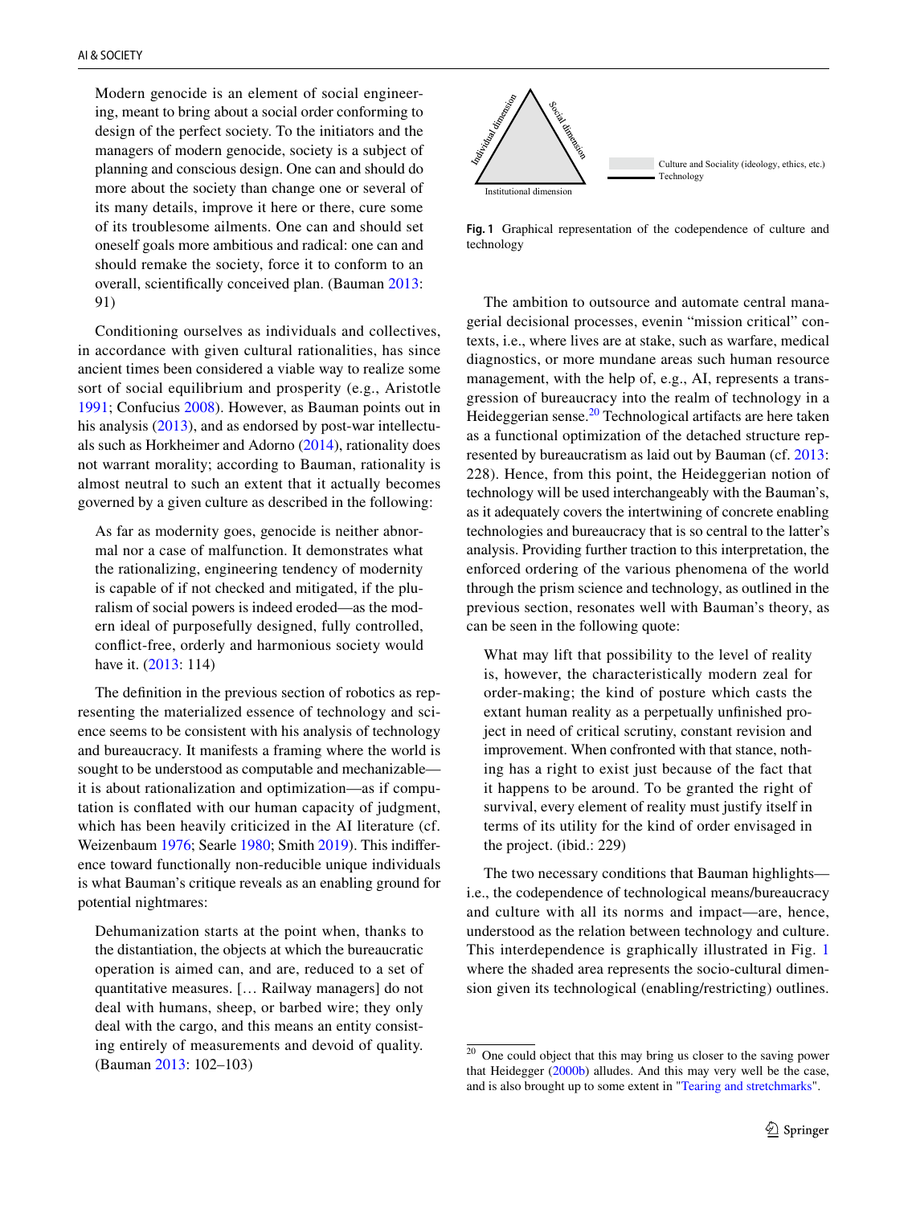> Modern genocide is an element of social engineering, meant to bring about a social order conforming to design of the perfect society. To the initiators and the managers of modern genocide, society is a subject of planning and conscious design. One can and should do more about the society than change one or several of its many details, improve it here or there, cure some of its troublesome ailments. One can and should set oneself goals more ambitious and radical: one can and should remake the society, force it to conform to an overall, scientifically conceived plan. (Bauman 2013: 91)

Conditioning ourselves as individuals and collectives, in accordance with given cultural rationalities, has since ancient times been considered a viable way to realize some sort of social equilibrium and prosperity (e.g., Aristotle 1991; Confucius 2008). However, as Bauman points out in his analysis (2013), and as endorsed by post-war intellectuals such as Horkheimer and Adorno (2014), rationality does not warrant morality; according to Bauman, rationality is almost neutral to such an extent that it actually becomes governed by a given culture as described in the following:

> As far as modernity goes, genocide is neither abnormal nor a case of malfunction. It demonstrates what the rationalizing, engineering tendency of modernity is capable of if not checked and mitigated, if the pluralism of social powers is indeed eroded—as the modern ideal of purposefully designed, fully controlled, conflict-free, orderly and harmonious society would have it. (2013: 114)

The definition in the previous section of robotics as representing the materialized essence of technology and science seems to be consistent with his analysis of technology and bureaucracy. It manifests a framing where the world is sought to be understood as computable and mechanizable—it is about rationalization and optimization—as if computation is conflated with our human capacity of judgment, which has been heavily criticized in the AI literature (cf. Weizenbaum 1976; Searle 1980; Smith 2019). This indifference toward functionally non-reducible unique individuals is what Bauman's critique reveals as an enabling ground for potential nightmares:

> Dehumanization starts at the point when, thanks to the distantiation, the objects at which the bureaucratic operation is aimed can, and are, reduced to a set of quantitative measures. [… Railway managers] do not deal with humans, sheep, or barbed wire; they only deal with the cargo, and this means an entity consisting entirely of measurements and devoid of quality. (Bauman 2013: 102–103)

Individual dimension | Social dimension | Institutional dimension

Culture and Sociality (ideology, ethics, etc.)
Technology

**Fig. 1** Graphical representation of the codependence of culture and technology

The ambition to outsource and automate central managerial decisional processes, evenin "mission critical" contexts, i.e., where lives are at stake, such as warfare, medical diagnostics, or more mundane areas such human resource management, with the help of, e.g., AI, represents a transgression of bureaucracy into the realm of technology in a Heideggerian sense.[20] Technological artifacts are here taken as a functional optimization of the detached structure represented by bureaucratism as laid out by Bauman (cf. 2013: 228). Hence, from this point, the Heideggerian notion of technology will be used interchangeably with the Bauman's, as it adequately covers the intertwining of concrete enabling technologies and bureaucracy that is so central to the latter's analysis. Providing further traction to this interpretation, the enforced ordering of the various phenomena of the world through the prism science and technology, as outlined in the previous section, resonates well with Bauman's theory, as can be seen in the following quote:

> What may lift that possibility to the level of reality is, however, the characteristically modern zeal for order-making; the kind of posture which casts the extant human reality as a perpetually unfinished project in need of critical scrutiny, constant revision and improvement. When confronted with that stance, nothing has a right to exist just because of the fact that it happens to be around. To be granted the right of survival, every element of reality must justify itself in terms of its utility for the kind of order envisaged in the project. (ibid.: 229)

The two necessary conditions that Bauman highlights—i.e., the codependence of technological means/bureaucracy and culture with all its norms and impact—are, hence, understood as the relation between technology and culture. This interdependence is graphically illustrated in Fig. 1 where the shaded area represents the socio-cultural dimension given its technological (enabling/restricting) outlines.

[20] One could object that this may bring us closer to the saving power that Heidegger (2000b) alludes. And this may very well be the case, and is also brought up to some extent in "Tearing and stretchmarks".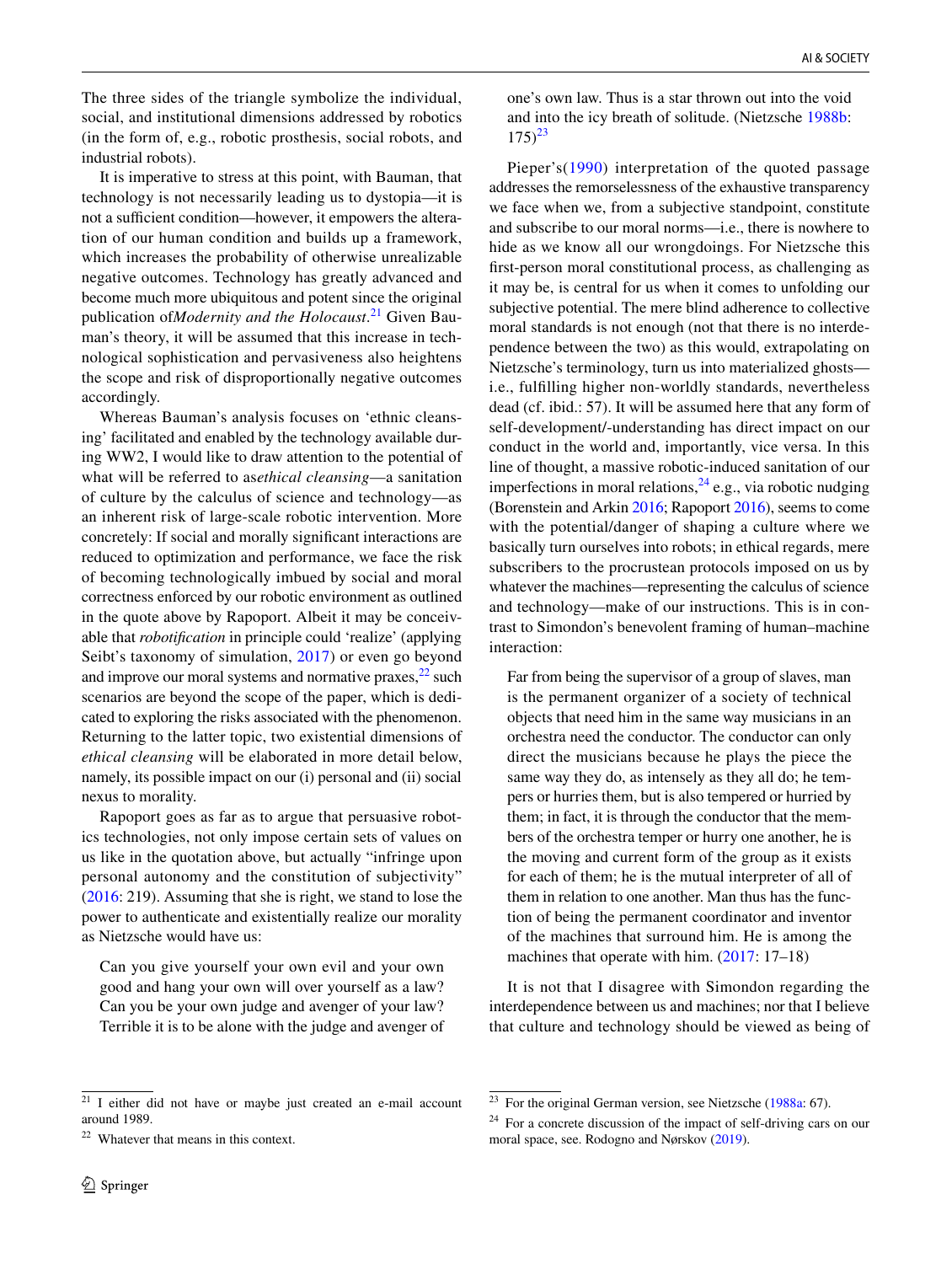The three sides of the triangle symbolize the individual, social, and institutional dimensions addressed by robotics (in the form of, e.g., robotic prosthesis, social robots, and industrial robots).

It is imperative to stress at this point, with Bauman, that technology is not necessarily leading us to dystopia—it is not a sufficient condition—however, it empowers the alteration of our human condition and builds up a framework, which increases the probability of otherwise unrealizable negative outcomes. Technology has greatly advanced and become much more ubiquitous and potent since the original publication of *Modernity and the Holocaust*.[21] Given Bauman's theory, it will be assumed that this increase in technological sophistication and pervasiveness also heightens the scope and risk of disproportionally negative outcomes accordingly.

Whereas Bauman's analysis focuses on 'ethnic cleansing' facilitated and enabled by the technology available during WW2, I would like to draw attention to the potential of what will be referred to as *ethical cleansing*—a sanitation of culture by the calculus of science and technology—as an inherent risk of large-scale robotic intervention. More concretely: If social and morally significant interactions are reduced to optimization and performance, we face the risk of becoming technologically imbued by social and moral correctness enforced by our robotic environment as outlined in the quote above by Rapoport. Albeit it may be conceivable that *robotification* in principle could 'realize' (applying Seibt's taxonomy of simulation, 2017) or even go beyond and improve our moral systems and normative praxes,[22] such scenarios are beyond the scope of the paper, which is dedicated to exploring the risks associated with the phenomenon. Returning to the latter topic, two existential dimensions of *ethical cleansing* will be elaborated in more detail below, namely, its possible impact on our (i) personal and (ii) social nexus to morality.

Rapoport goes as far as to argue that persuasive robotics technologies, not only impose certain sets of values on us like in the quotation above, but actually "infringe upon personal autonomy and the constitution of subjectivity" (2016: 219). Assuming that she is right, we stand to lose the power to authenticate and existentially realize our morality as Nietzsche would have us:

> Can you give yourself your own evil and your own good and hang your own will over yourself as a law? Can you be your own judge and avenger of your law? Terrible it is to be alone with the judge and avenger of one's own law. Thus is a star thrown out into the void and into the icy breath of solitude. (Nietzsche 1988b: 175)[23]

Pieper's (1990) interpretation of the quoted passage addresses the remorselessness of the exhaustive transparency we face when we, from a subjective standpoint, constitute and subscribe to our moral norms—i.e., there is nowhere to hide as we know all our wrongdoings. For Nietzsche this first-person moral constitutional process, as challenging as it may be, is central for us when it comes to unfolding our subjective potential. The mere blind adherence to collective moral standards is not enough (not that there is no interdependence between the two) as this would, extrapolating on Nietzsche's terminology, turn us into materialized ghosts—i.e., fulfilling higher non-worldly standards, nevertheless dead (cf. ibid.: 57). It will be assumed here that any form of self-development/-understanding has direct impact on our conduct in the world and, importantly, vice versa. In this line of thought, a massive robotic-induced sanitation of our imperfections in moral relations,[24] e.g., via robotic nudging (Borenstein and Arkin 2016; Rapoport 2016), seems to come with the potential/danger of shaping a culture where we basically turn ourselves into robots; in ethical regards, mere subscribers to the procrustean protocols imposed on us by whatever the machines—representing the calculus of science and technology—make of our instructions. This is in contrast to Simondon's benevolent framing of human–machine interaction:

> Far from being the supervisor of a group of slaves, man is the permanent organizer of a society of technical objects that need him in the same way musicians in an orchestra need the conductor. The conductor can only direct the musicians because he plays the piece the same way they do, as intensely as they all do; he tempers or hurries them, but is also tempered or hurried by them; in fact, it is through the conductor that the members of the orchestra temper or hurry one another, he is the moving and current form of the group as it exists for each of them; he is the mutual interpreter of all of them in relation to one another. Man thus has the function of being the permanent coordinator and inventor of the machines that surround him. He is among the machines that operate with him. (2017: 17–18)

It is not that I disagree with Simondon regarding the interdependence between us and machines; nor that I believe that culture and technology should be viewed as being of

---

[21] I either did not have or maybe just created an e-mail account around 1989.

[22] Whatever that means in this context.

[23] For the original German version, see Nietzsche (1988a: 67).

[24] For a concrete discussion of the impact of self-driving cars on our moral space, see. Rodogno and Nørskov (2019).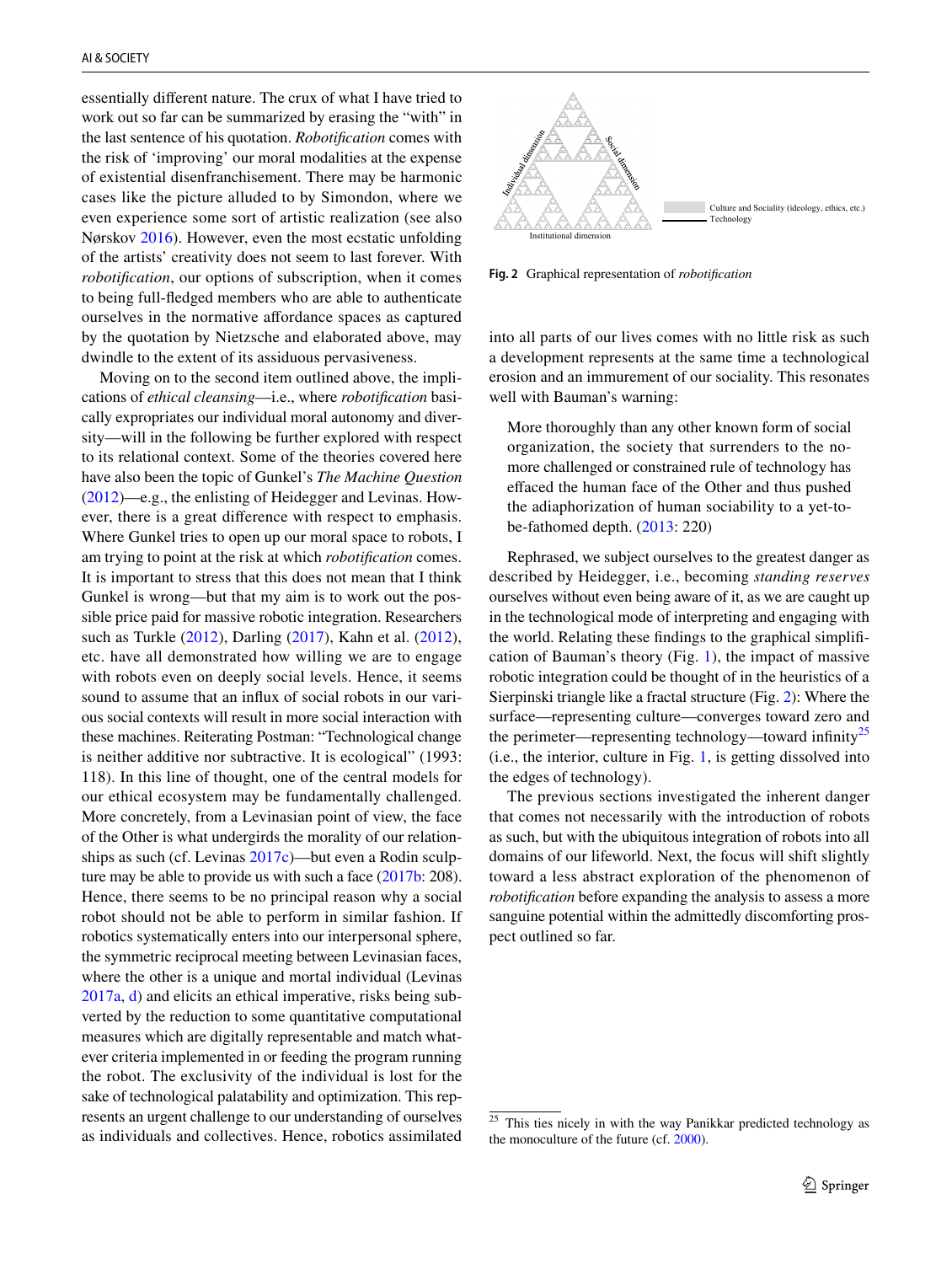essentially different nature. The crux of what I have tried to work out so far can be summarized by erasing the "with" in the last sentence of his quotation. *Robotification* comes with the risk of 'improving' our moral modalities at the expense of existential disenfranchisement. There may be harmonic cases like the picture alluded to by Simondon, where we even experience some sort of artistic realization (see also Nørskov 2016). However, even the most ecstatic unfolding of the artists' creativity does not seem to last forever. With *robotification*, our options of subscription, when it comes to being full-fledged members who are able to authenticate ourselves in the normative affordance spaces as captured by the quotation by Nietzsche and elaborated above, may dwindle to the extent of its assiduous pervasiveness.

Moving on to the second item outlined above, the implications of *ethical cleansing*—i.e., where *robotification* basically expropriates our individual moral autonomy and diversity—will in the following be further explored with respect to its relational context. Some of the theories covered here have also been the topic of Gunkel's *The Machine Question* (2012)—e.g., the enlisting of Heidegger and Levinas. However, there is a great difference with respect to emphasis. Where Gunkel tries to open up our moral space to robots, I am trying to point at the risk at which *robotification* comes. It is important to stress that this does not mean that I think Gunkel is wrong—but that my aim is to work out the possible price paid for massive robotic integration. Researchers such as Turkle (2012), Darling (2017), Kahn et al. (2012), etc. have all demonstrated how willing we are to engage with robots even on deeply social levels. Hence, it seems sound to assume that an influx of social robots in our various social contexts will result in more social interaction with these machines. Reiterating Postman: "Technological change is neither additive nor subtractive. It is ecological" (1993: 118). In this line of thought, one of the central models for our ethical ecosystem may be fundamentally challenged. More concretely, from a Levinasian point of view, the face of the Other is what undergirds the morality of our relationships as such (cf. Levinas 2017c)—but even a Rodin sculpture may be able to provide us with such a face (2017b: 208). Hence, there seems to be no principal reason why a social robot should not be able to perform in similar fashion. If robotics systematically enters into our interpersonal sphere, the symmetric reciprocal meeting between Levinasian faces, where the other is a unique and mortal individual (Levinas 2017a, d) and elicits an ethical imperative, risks being subverted by the reduction to some quantitative computational measures which are digitally representable and match whatever criteria implemented in or feeding the program running the robot. The exclusivity of the individual is lost for the sake of technological palatability and optimization. This represents an urgent challenge to our understanding of ourselves as individuals and collectives. Hence, robotics assimilated into all parts of our lives comes with no little risk as such a development represents at the same time a technological erosion and an immurement of our sociality. This resonates well with Bauman's warning:

> More thoroughly than any other known form of social organization, the society that surrenders to the no-more challenged or constrained rule of technology has effaced the human face of the Other and thus pushed the adiaphorization of human sociability to a yet-to-be-fathomed depth. (2013: 220)

Fig. 2 Graphical representation of *robotification*

Rephrased, we subject ourselves to the greatest danger as described by Heidegger, i.e., becoming *standing reserves* ourselves without even being aware of it, as we are caught up in the technological mode of interpreting and engaging with the world. Relating these findings to the graphical simplification of Bauman's theory (Fig. 1), the impact of massive robotic integration could be thought of in the heuristics of a Sierpinski triangle like a fractal structure (Fig. 2): Where the surface—representing culture—converges toward zero and the perimeter—representing technology—toward infinity[25] (i.e., the interior, culture in Fig. 1, is getting dissolved into the edges of technology).

The previous sections investigated the inherent danger that comes not necessarily with the introduction of robots as such, but with the ubiquitous integration of robots into all domains of our lifeworld. Next, the focus will shift slightly toward a less abstract exploration of the phenomenon of *robotification* before expanding the analysis to assess a more sanguine potential within the admittedly discomforting prospect outlined so far.

[25] This ties nicely in with the way Panikkar predicted technology as the monoculture of the future (cf. 2000).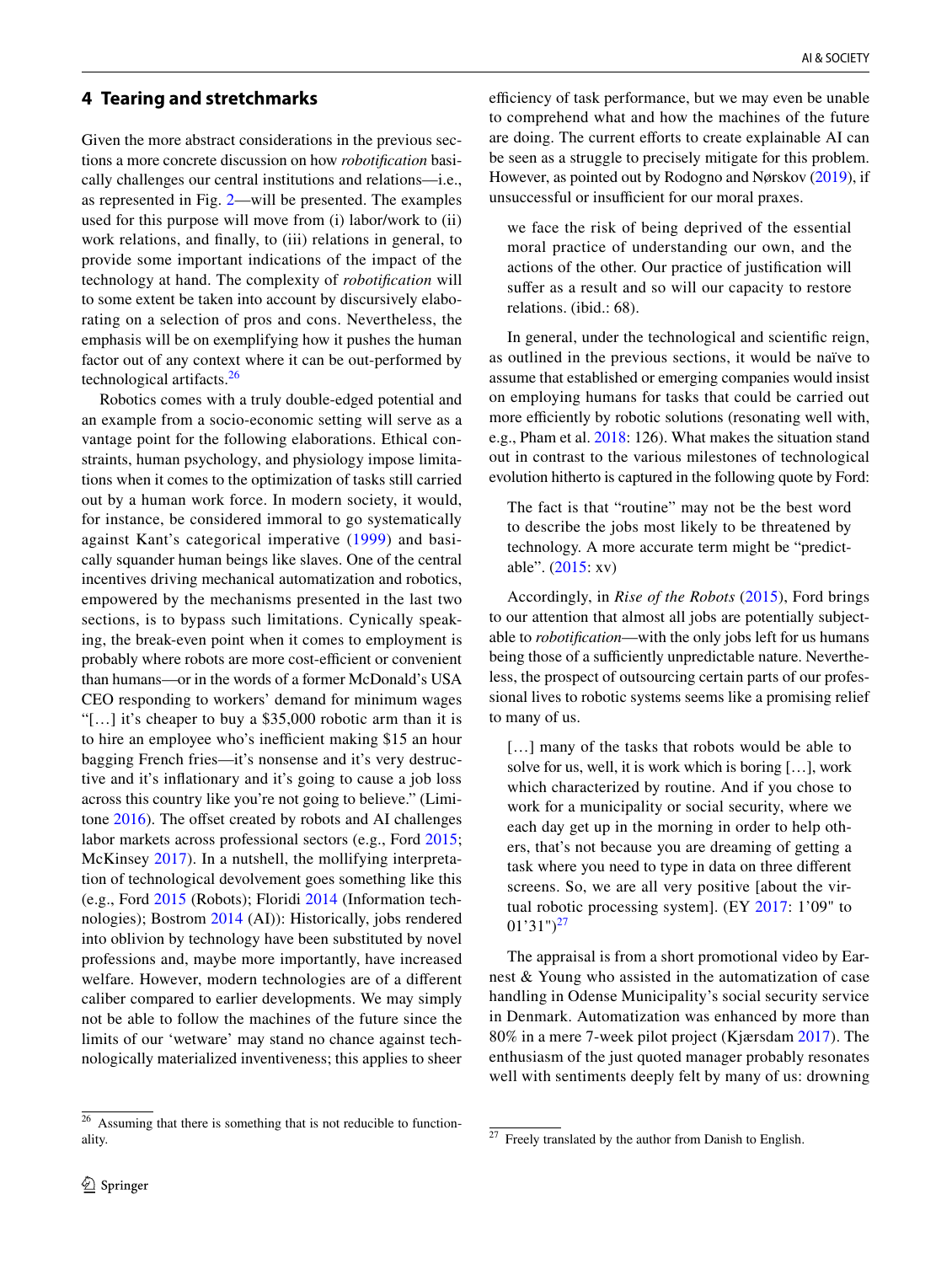## 4 Tearing and stretchmarks

Given the more abstract considerations in the previous sections a more concrete discussion on how *robotification* basically challenges our central institutions and relations—i.e., as represented in Fig. 2—will be presented. The examples used for this purpose will move from (i) labor/work to (ii) work relations, and finally, to (iii) relations in general, to provide some important indications of the impact of the technology at hand. The complexity of *robotification* will to some extent be taken into account by discursively elaborating on a selection of pros and cons. Nevertheless, the emphasis will be on exemplifying how it pushes the human factor out of any context where it can be out-performed by technological artifacts.[26]

Robotics comes with a truly double-edged potential and an example from a socio-economic setting will serve as a vantage point for the following elaborations. Ethical constraints, human psychology, and physiology impose limitations when it comes to the optimization of tasks still carried out by a human work force. In modern society, it would, for instance, be considered immoral to go systematically against Kant's categorical imperative (1999) and basically squander human beings like slaves. One of the central incentives driving mechanical automatization and robotics, empowered by the mechanisms presented in the last two sections, is to bypass such limitations. Cynically speaking, the break-even point when it comes to employment is probably where robots are more cost-efficient or convenient than humans—or in the words of a former McDonald's USA CEO responding to workers' demand for minimum wages "[…] it's cheaper to buy a $35,000 robotic arm than it is to hire an employee who's inefficient making $15 an hour bagging French fries—it's nonsense and it's very destructive and it's inflationary and it's going to cause a job loss across this country like you're not going to believe." (Limitone 2016). The offset created by robots and AI challenges labor markets across professional sectors (e.g., Ford 2015; McKinsey 2017). In a nutshell, the mollifying interpretation of technological devolvement goes something like this (e.g., Ford 2015 (Robots); Floridi 2014 (Information technologies); Bostrom 2014 (AI)): Historically, jobs rendered into oblivion by technology have been substituted by novel professions and, maybe more importantly, have increased welfare. However, modern technologies are of a different caliber compared to earlier developments. We may simply not be able to follow the machines of the future since the limits of our 'wetware' may stand no chance against technologically materialized inventiveness; this applies to sheer efficiency of task performance, but we may even be unable to comprehend what and how the machines of the future are doing. The current efforts to create explainable AI can be seen as a struggle to precisely mitigate for this problem. However, as pointed out by Rodogno and Nørskov (2019), if unsuccessful or insufficient for our moral praxes.

> we face the risk of being deprived of the essential moral practice of understanding our own, and the actions of the other. Our practice of justification will suffer as a result and so will our capacity to restore relations. (ibid.: 68).

In general, under the technological and scientific reign, as outlined in the previous sections, it would be naïve to assume that established or emerging companies would insist on employing humans for tasks that could be carried out more efficiently by robotic solutions (resonating well with, e.g., Pham et al. 2018: 126). What makes the situation stand out in contrast to the various milestones of technological evolution hitherto is captured in the following quote by Ford:

> The fact is that "routine" may not be the best word to describe the jobs most likely to be threatened by technology. A more accurate term might be "predictable". (2015: xv)

Accordingly, in *Rise of the Robots* (2015), Ford brings to our attention that almost all jobs are potentially subjectable to *robotification*—with the only jobs left for us humans being those of a sufficiently unpredictable nature. Nevertheless, the prospect of outsourcing certain parts of our professional lives to robotic systems seems like a promising relief to many of us.

> […] many of the tasks that robots would be able to solve for us, well, it is work which is boring […], work which characterized by routine. And if you chose to work for a municipality or social security, where we each day get up in the morning in order to help others, that's not because you are dreaming of getting a task where you need to type in data on three different screens. So, we are all very positive [about the virtual robotic processing system]. (EY 2017: 1'09" to 01'31")[27]

The appraisal is from a short promotional video by Earnest & Young who assisted in the automatization of case handling in Odense Municipality's social security service in Denmark. Automatization was enhanced by more than 80% in a mere 7-week pilot project (Kjærsdam 2017). The enthusiasm of the just quoted manager probably resonates well with sentiments deeply felt by many of us: drowning

---

[26] Assuming that there is something that is not reducible to functionality.

[27] Freely translated by the author from Danish to English.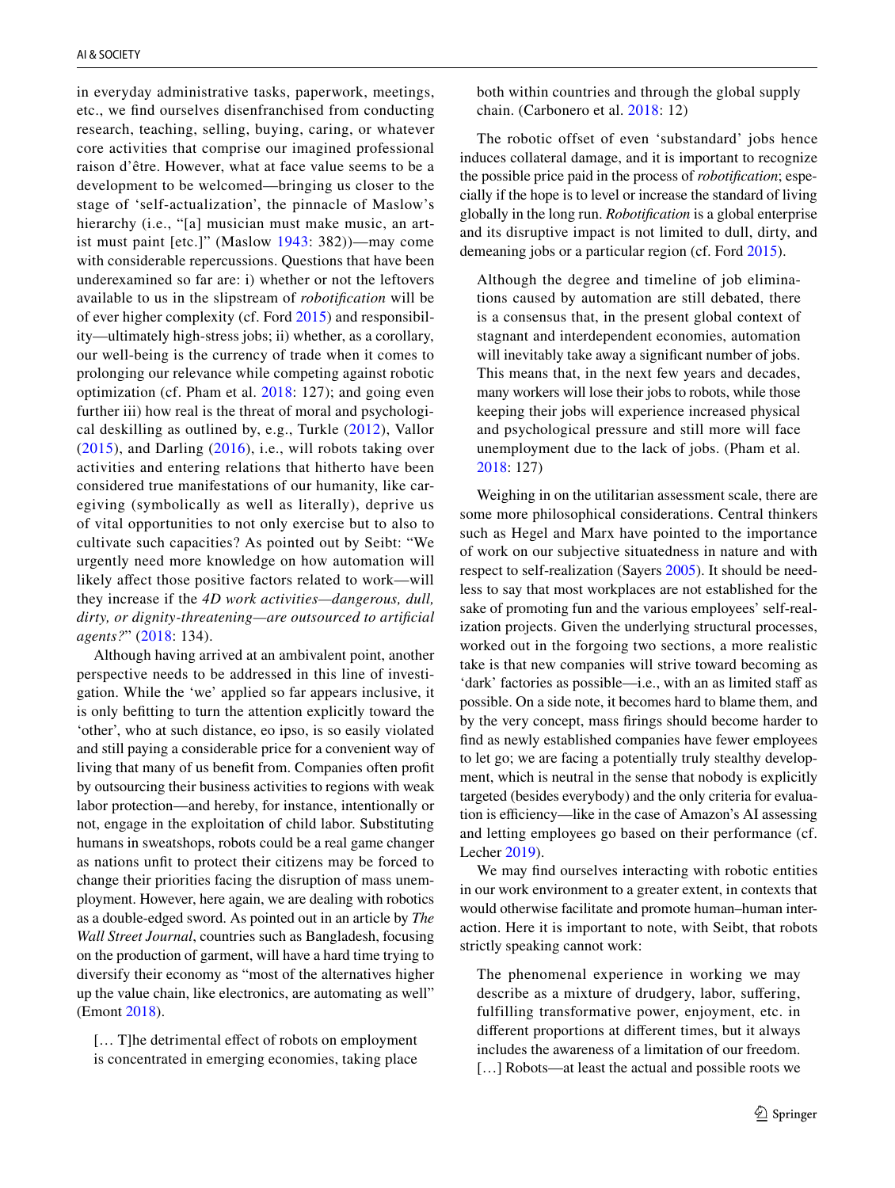in everyday administrative tasks, paperwork, meetings, etc., we find ourselves disenfranchised from conducting research, teaching, selling, buying, caring, or whatever core activities that comprise our imagined professional raison d'être. However, what at face value seems to be a development to be welcomed—bringing us closer to the stage of 'self-actualization', the pinnacle of Maslow's hierarchy (i.e., "[a] musician must make music, an artist must paint [etc.]" (Maslow 1943: 382))—may come with considerable repercussions. Questions that have been underexamined so far are: i) whether or not the leftovers available to us in the slipstream of *robotification* will be of ever higher complexity (cf. Ford 2015) and responsibility—ultimately high-stress jobs; ii) whether, as a corollary, our well-being is the currency of trade when it comes to prolonging our relevance while competing against robotic optimization (cf. Pham et al. 2018: 127); and going even further iii) how real is the threat of moral and psychological deskilling as outlined by, e.g., Turkle (2012), Vallor (2015), and Darling (2016), i.e., will robots taking over activities and entering relations that hitherto have been considered true manifestations of our humanity, like caregiving (symbolically as well as literally), deprive us of vital opportunities to not only exercise but to also cultivate such capacities? As pointed out by Seibt: "We urgently need more knowledge on how automation will likely affect those positive factors related to work—will they increase if the *4D work activities—dangerous, dull, dirty, or dignity-threatening—are outsourced to artificial agents?*" (2018: 134).

Although having arrived at an ambivalent point, another perspective needs to be addressed in this line of investigation. While the 'we' applied so far appears inclusive, it is only befitting to turn the attention explicitly toward the 'other', who at such distance, eo ipso, is so easily violated and still paying a considerable price for a convenient way of living that many of us benefit from. Companies often profit by outsourcing their business activities to regions with weak labor protection—and hereby, for instance, intentionally or not, engage in the exploitation of child labor. Substituting humans in sweatshops, robots could be a real game changer as nations unfit to protect their citizens may be forced to change their priorities facing the disruption of mass unemployment. However, here again, we are dealing with robotics as a double-edged sword. As pointed out in an article by *The Wall Street Journal*, countries such as Bangladesh, focusing on the production of garment, will have a hard time trying to diversify their economy as "most of the alternatives higher up the value chain, like electronics, are automating as well" (Emont 2018).

> [… T]he detrimental effect of robots on employment is concentrated in emerging economies, taking place both within countries and through the global supply chain. (Carbonero et al. 2018: 12)

The robotic offset of even 'substandard' jobs hence induces collateral damage, and it is important to recognize the possible price paid in the process of *robotification*; especially if the hope is to level or increase the standard of living globally in the long run. *Robotification* is a global enterprise and its disruptive impact is not limited to dull, dirty, and demeaning jobs or a particular region (cf. Ford 2015).

> Although the degree and timeline of job eliminations caused by automation are still debated, there is a consensus that, in the present global context of stagnant and interdependent economies, automation will inevitably take away a significant number of jobs. This means that, in the next few years and decades, many workers will lose their jobs to robots, while those keeping their jobs will experience increased physical and psychological pressure and still more will face unemployment due to the lack of jobs. (Pham et al. 2018: 127)

Weighing in on the utilitarian assessment scale, there are some more philosophical considerations. Central thinkers such as Hegel and Marx have pointed to the importance of work on our subjective situatedness in nature and with respect to self-realization (Sayers 2005). It should be needless to say that most workplaces are not established for the sake of promoting fun and the various employees' self-realization projects. Given the underlying structural processes, worked out in the forgoing two sections, a more realistic take is that new companies will strive toward becoming as 'dark' factories as possible—i.e., with an as limited staff as possible. On a side note, it becomes hard to blame them, and by the very concept, mass firings should become harder to find as newly established companies have fewer employees to let go; we are facing a potentially truly stealthy development, which is neutral in the sense that nobody is explicitly targeted (besides everybody) and the only criteria for evaluation is efficiency—like in the case of Amazon's AI assessing and letting employees go based on their performance (cf. Lecher 2019).

We may find ourselves interacting with robotic entities in our work environment to a greater extent, in contexts that would otherwise facilitate and promote human–human interaction. Here it is important to note, with Seibt, that robots strictly speaking cannot work:

> The phenomenal experience in working we may describe as a mixture of drudgery, labor, suffering, fulfilling transformative power, enjoyment, etc. in different proportions at different times, but it always includes the awareness of a limitation of our freedom. […] Robots—at least the actual and possible roots we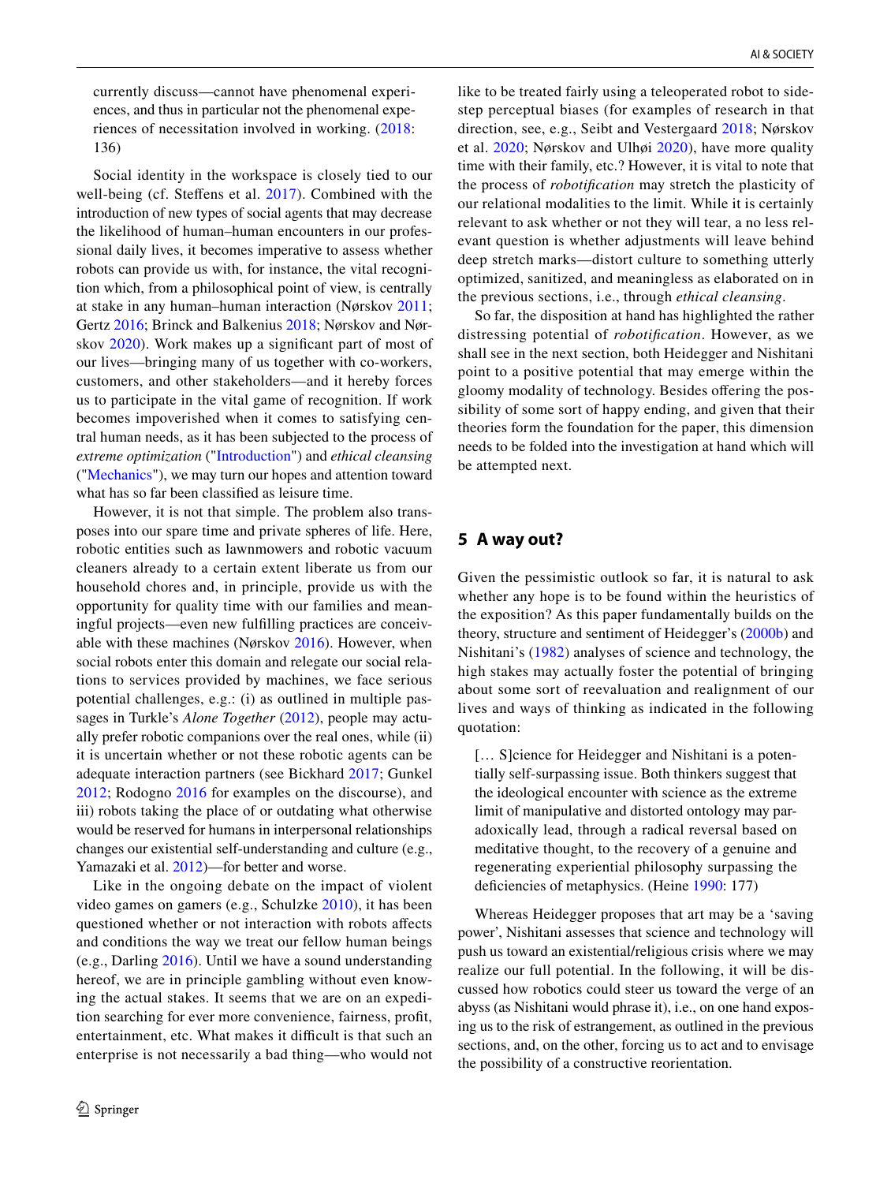currently discuss—cannot have phenomenal experiences, and thus in particular not the phenomenal experiences of necessitation involved in working. (2018: 136)

Social identity in the workspace is closely tied to our well-being (cf. Steffens et al. 2017). Combined with the introduction of new types of social agents that may decrease the likelihood of human–human encounters in our professional daily lives, it becomes imperative to assess whether robots can provide us with, for instance, the vital recognition which, from a philosophical point of view, is centrally at stake in any human–human interaction (Nørskov 2011; Gertz 2016; Brinck and Balkenius 2018; Nørskov and Nørskov 2020). Work makes up a significant part of most of our lives—bringing many of us together with co-workers, customers, and other stakeholders—and it hereby forces us to participate in the vital game of recognition. If work becomes impoverished when it comes to satisfying central human needs, as it has been subjected to the process of *extreme optimization* ("Introduction") and *ethical cleansing* ("Mechanics"), we may turn our hopes and attention toward what has so far been classified as leisure time.

However, it is not that simple. The problem also transposes into our spare time and private spheres of life. Here, robotic entities such as lawnmowers and robotic vacuum cleaners already to a certain extent liberate us from our household chores and, in principle, provide us with the opportunity for quality time with our families and meaningful projects—even new fulfilling practices are conceivable with these machines (Nørskov 2016). However, when social robots enter this domain and relegate our social relations to services provided by machines, we face serious potential challenges, e.g.: (i) as outlined in multiple passages in Turkle's *Alone Together* (2012), people may actually prefer robotic companions over the real ones, while (ii) it is uncertain whether or not these robotic agents can be adequate interaction partners (see Bickhard 2017; Gunkel 2012; Rodogno 2016 for examples on the discourse), and iii) robots taking the place of or outdating what otherwise would be reserved for humans in interpersonal relationships changes our existential self-understanding and culture (e.g., Yamazaki et al. 2012)—for better and worse.

Like in the ongoing debate on the impact of violent video games on gamers (e.g., Schulzke 2010), it has been questioned whether or not interaction with robots affects and conditions the way we treat our fellow human beings (e.g., Darling 2016). Until we have a sound understanding hereof, we are in principle gambling without even knowing the actual stakes. It seems that we are on an expedition searching for ever more convenience, fairness, profit, entertainment, etc. What makes it difficult is that such an enterprise is not necessarily a bad thing—who would not like to be treated fairly using a teleoperated robot to sidestep perceptual biases (for examples of research in that direction, see, e.g., Seibt and Vestergaard 2018; Nørskov et al. 2020; Nørskov and Ulhøi 2020), have more quality time with their family, etc.? However, it is vital to note that the process of *robotification* may stretch the plasticity of our relational modalities to the limit. While it is certainly relevant to ask whether or not they will tear, a no less relevant question is whether adjustments will leave behind deep stretch marks—distort culture to something utterly optimized, sanitized, and meaningless as elaborated on in the previous sections, i.e., through *ethical cleansing*.

So far, the disposition at hand has highlighted the rather distressing potential of *robotification*. However, as we shall see in the next section, both Heidegger and Nishitani point to a positive potential that may emerge within the gloomy modality of technology. Besides offering the possibility of some sort of happy ending, and given that their theories form the foundation for the paper, this dimension needs to be folded into the investigation at hand which will be attempted next.

## 5 A way out?

Given the pessimistic outlook so far, it is natural to ask whether any hope is to be found within the heuristics of the exposition? As this paper fundamentally builds on the theory, structure and sentiment of Heidegger's (2000b) and Nishitani's (1982) analyses of science and technology, the high stakes may actually foster the potential of bringing about some sort of reevaluation and realignment of our lives and ways of thinking as indicated in the following quotation:

> [… S]cience for Heidegger and Nishitani is a potentially self-surpassing issue. Both thinkers suggest that the ideological encounter with science as the extreme limit of manipulative and distorted ontology may paradoxically lead, through a radical reversal based on meditative thought, to the recovery of a genuine and regenerating experiential philosophy surpassing the deficiencies of metaphysics. (Heine 1990: 177)

Whereas Heidegger proposes that art may be a 'saving power', Nishitani assesses that science and technology will push us toward an existential/religious crisis where we may realize our full potential. In the following, it will be discussed how robotics could steer us toward the verge of an abyss (as Nishitani would phrase it), i.e., on one hand exposing us to the risk of estrangement, as outlined in the previous sections, and, on the other, forcing us to act and to envisage the possibility of a constructive reorientation.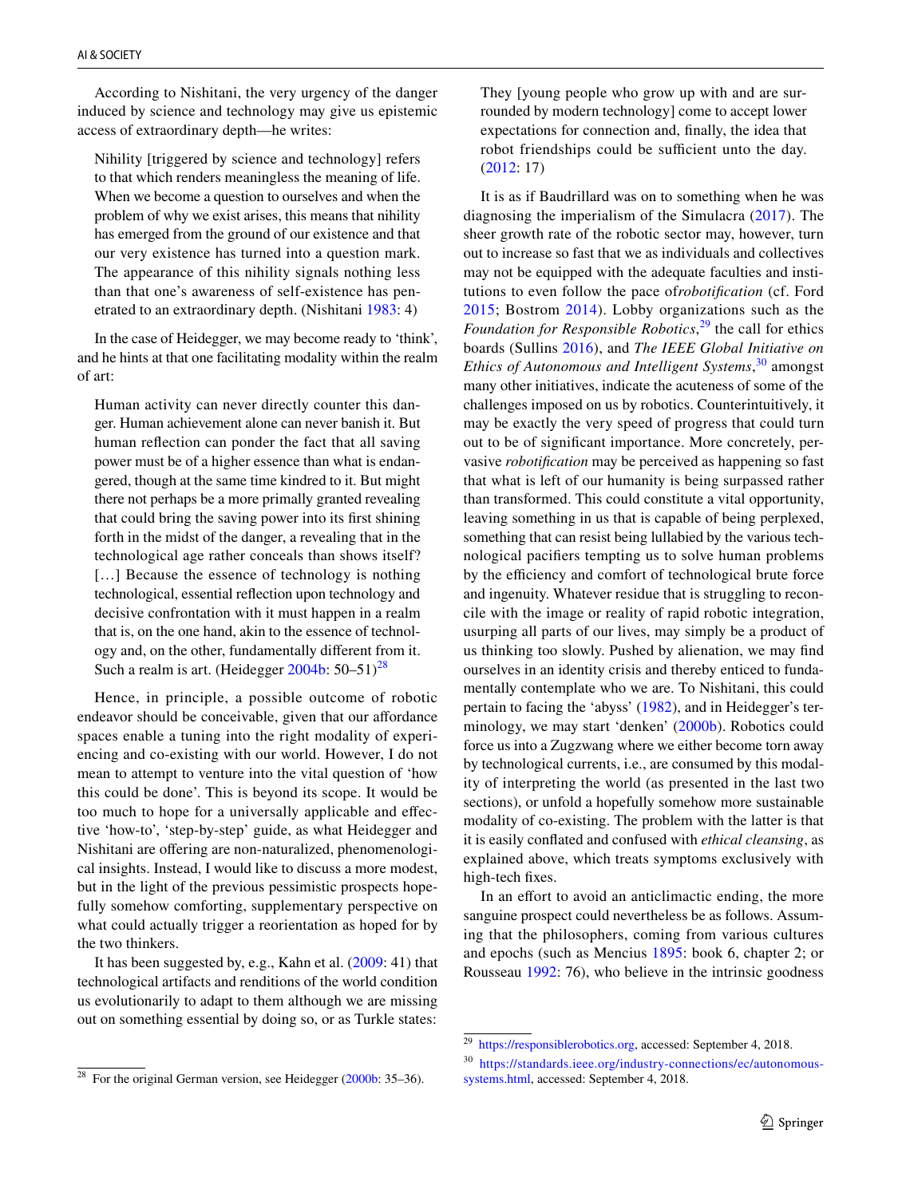According to Nishitani, the very urgency of the danger induced by science and technology may give us epistemic access of extraordinary depth—he writes:

> Nihility [triggered by science and technology] refers to that which renders meaningless the meaning of life. When we become a question to ourselves and when the problem of why we exist arises, this means that nihility has emerged from the ground of our existence and that our very existence has turned into a question mark. The appearance of this nihility signals nothing less than that one's awareness of self-existence has penetrated to an extraordinary depth. (Nishitani 1983: 4)

In the case of Heidegger, we may become ready to 'think', and he hints at that one facilitating modality within the realm of art:

> Human activity can never directly counter this danger. Human achievement alone can never banish it. But human reflection can ponder the fact that all saving power must be of a higher essence than what is endangered, though at the same time kindred to it. But might there not perhaps be a more primally granted revealing that could bring the saving power into its first shining forth in the midst of the danger, a revealing that in the technological age rather conceals than shows itself? […] Because the essence of technology is nothing technological, essential reflection upon technology and decisive confrontation with it must happen in a realm that is, on the one hand, akin to the essence of technology and, on the other, fundamentally different from it. Such a realm is art. (Heidegger 2004b: 50–51)[28]

Hence, in principle, a possible outcome of robotic endeavor should be conceivable, given that our affordance spaces enable a tuning into the right modality of experiencing and co-existing with our world. However, I do not mean to attempt to venture into the vital question of 'how this could be done'. This is beyond its scope. It would be too much to hope for a universally applicable and effective 'how-to', 'step-by-step' guide, as what Heidegger and Nishitani are offering are non-naturalized, phenomenological insights. Instead, I would like to discuss a more modest, but in the light of the previous pessimistic prospects hopefully somehow comforting, supplementary perspective on what could actually trigger a reorientation as hoped for by the two thinkers.

It has been suggested by, e.g., Kahn et al. (2009: 41) that technological artifacts and renditions of the world condition us evolutionarily to adapt to them although we are missing out on something essential by doing so, or as Turkle states:

> They [young people who grow up with and are surrounded by modern technology] come to accept lower expectations for connection and, finally, the idea that robot friendships could be sufficient unto the day. (2012: 17)

It is as if Baudrillard was on to something when he was diagnosing the imperialism of the Simulacra (2017). The sheer growth rate of the robotic sector may, however, turn out to increase so fast that we as individuals and collectives may not be equipped with the adequate faculties and institutions to even follow the pace of*robotification* (cf. Ford 2015; Bostrom 2014). Lobby organizations such as the *Foundation for Responsible Robotics*,[29] the call for ethics boards (Sullins 2016), and *The IEEE Global Initiative on Ethics of Autonomous and Intelligent Systems*,[30] amongst many other initiatives, indicate the acuteness of some of the challenges imposed on us by robotics. Counterintuitively, it may be exactly the very speed of progress that could turn out to be of significant importance. More concretely, pervasive *robotification* may be perceived as happening so fast that what is left of our humanity is being surpassed rather than transformed. This could constitute a vital opportunity, leaving something in us that is capable of being perplexed, something that can resist being lullabied by the various technological pacifiers tempting us to solve human problems by the efficiency and comfort of technological brute force and ingenuity. Whatever residue that is struggling to reconcile with the image or reality of rapid robotic integration, usurping all parts of our lives, may simply be a product of us thinking too slowly. Pushed by alienation, we may find ourselves in an identity crisis and thereby enticed to fundamentally contemplate who we are. To Nishitani, this could pertain to facing the 'abyss' (1982), and in Heidegger's terminology, we may start 'denken' (2000b). Robotics could force us into a Zugzwang where we either become torn away by technological currents, i.e., are consumed by this modality of interpreting the world (as presented in the last two sections), or unfold a hopefully somehow more sustainable modality of co-existing. The problem with the latter is that it is easily conflated and confused with *ethical cleansing*, as explained above, which treats symptoms exclusively with high-tech fixes.

In an effort to avoid an anticlimactic ending, the more sanguine prospect could nevertheless be as follows. Assuming that the philosophers, coming from various cultures and epochs (such as Mencius 1895: book 6, chapter 2; or Rousseau 1992: 76), who believe in the intrinsic goodness

---

[28] For the original German version, see Heidegger (2000b: 35–36).

[29] https://responsiblerobotics.org, accessed: September 4, 2018.

[30] https://standards.ieee.org/industry-connections/ec/autonomous-systems.html, accessed: September 4, 2018.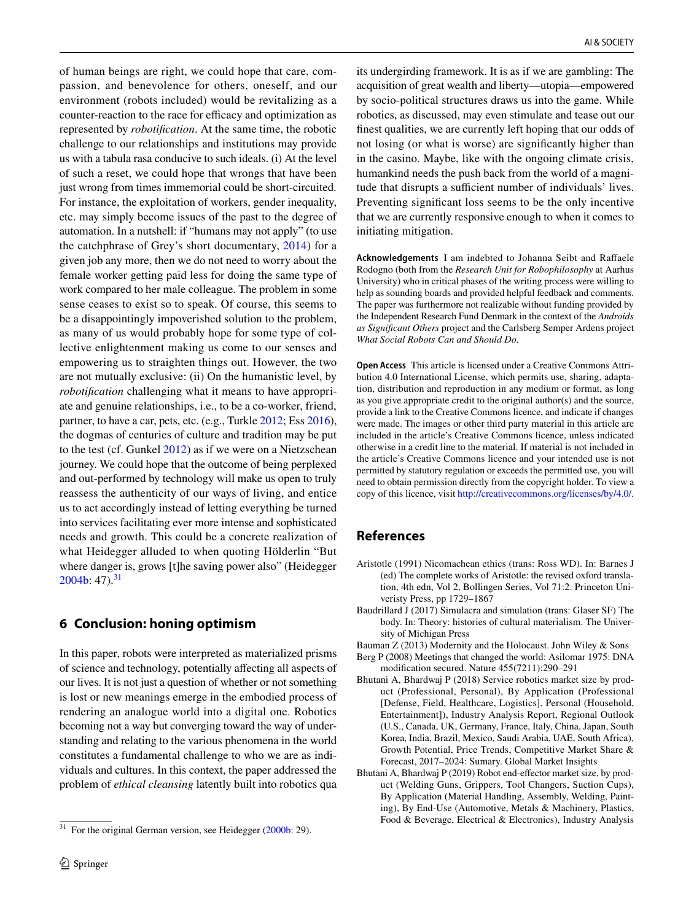of human beings are right, we could hope that care, compassion, and benevolence for others, oneself, and our environment (robots included) would be revitalizing as a counter-reaction to the race for efficacy and optimization as represented by *robotification*. At the same time, the robotic challenge to our relationships and institutions may provide us with a tabula rasa conducive to such ideals. (i) At the level of such a reset, we could hope that wrongs that have been just wrong from times immemorial could be short-circuited. For instance, the exploitation of workers, gender inequality, etc. may simply become issues of the past to the degree of automation. In a nutshell: if "humans may not apply" (to use the catchphrase of Grey's short documentary, 2014) for a given job any more, then we do not need to worry about the female worker getting paid less for doing the same type of work compared to her male colleague. The problem in some sense ceases to exist so to speak. Of course, this seems to be a disappointingly impoverished solution to the problem, as many of us would probably hope for some type of collective enlightenment making us come to our senses and empowering us to straighten things out. However, the two are not mutually exclusive: (ii) On the humanistic level, by *robotification* challenging what it means to have appropriate and genuine relationships, i.e., to be a co-worker, friend, partner, to have a car, pets, etc. (e.g., Turkle 2012; Ess 2016), the dogmas of centuries of culture and tradition may be put to the test (cf. Gunkel 2012) as if we were on a Nietzschean journey. We could hope that the outcome of being perplexed and out-performed by technology will make us open to truly reassess the authenticity of our ways of living, and entice us to act accordingly instead of letting everything be turned into services facilitating ever more intense and sophisticated needs and growth. This could be a concrete realization of what Heidegger alluded to when quoting Hölderlin "But where danger is, grows [t]he saving power also" (Heidegger 2004b: 47).[31]

## 6 Conclusion: honing optimism

In this paper, robots were interpreted as materialized prisms of science and technology, potentially affecting all aspects of our lives. It is not just a question of whether or not something is lost or new meanings emerge in the embodied process of rendering an analogue world into a digital one. Robotics becoming not a way but converging toward the way of understanding and relating to the various phenomena in the world constitutes a fundamental challenge to who we are as individuals and cultures. In this context, the paper addressed the problem of *ethical cleansing* latently built into robotics qua its undergirding framework. It is as if we are gambling: The acquisition of great wealth and liberty—utopia—empowered by socio-political structures draws us into the game. While robotics, as discussed, may even stimulate and tease out our finest qualities, we are currently left hoping that our odds of not losing (or what is worse) are significantly higher than in the casino. Maybe, like with the ongoing climate crisis, humankind needs the push back from the world of a magnitude that disrupts a sufficient number of individuals' lives. Preventing significant loss seems to be the only incentive that we are currently responsive enough to when it comes to initiating mitigation.

[31] For the original German version, see Heidegger (2000b: 29).

**Acknowledgements** I am indebted to Johanna Seibt and Raffaele Rodogno (both from the *Research Unit for Robophilosophy* at Aarhus University) who in critical phases of the writing process were willing to help as sounding boards and provided helpful feedback and comments. The paper was furthermore not realizable without funding provided by the Independent Research Fund Denmark in the context of the *Androids as Significant Others* project and the Carlsberg Semper Ardens project *What Social Robots Can and Should Do*.

**Open Access** This article is licensed under a Creative Commons Attribution 4.0 International License, which permits use, sharing, adaptation, distribution and reproduction in any medium or format, as long as you give appropriate credit to the original author(s) and the source, provide a link to the Creative Commons licence, and indicate if changes were made. The images or other third party material in this article are included in the article's Creative Commons licence, unless indicated otherwise in a credit line to the material. If material is not included in the article's Creative Commons licence and your intended use is not permitted by statutory regulation or exceeds the permitted use, you will need to obtain permission directly from the copyright holder. To view a copy of this licence, visit http://creativecommons.org/licenses/by/4.0/.

## References

Aristotle (1991) Nicomachean ethics (trans: Ross WD). In: Barnes J (ed) The complete works of Aristotle: the revised oxford translation, 4th edn, Vol 2, Bollingen Series, Vol 71:2. Princeton Univeristy Press, pp 1729–1867

Baudrillard J (2017) Simulacra and simulation (trans: Glaser SF) The body. In: Theory: histories of cultural materialism. The University of Michigan Press

Bauman Z (2013) Modernity and the Holocaust. John Wiley & Sons

Berg P (2008) Meetings that changed the world: Asilomar 1975: DNA modification secured. Nature 455(7211):290–291

Bhutani A, Bhardwaj P (2018) Service robotics market size by product (Professional, Personal), By Application (Professional [Defense, Field, Healthcare, Logistics], Personal (Household, Entertainment]), Industry Analysis Report, Regional Outlook (U.S., Canada, UK, Germany, France, Italy, China, Japan, South Korea, India, Brazil, Mexico, Saudi Arabia, UAE, South Africa), Growth Potential, Price Trends, Competitive Market Share & Forecast, 2017–2024: Sumary. Global Market Insights

Bhutani A, Bhardwaj P (2019) Robot end-effector market size, by product (Welding Guns, Grippers, Tool Changers, Suction Cups), By Application (Material Handling, Assembly, Welding, Painting), By End-Use (Automotive, Metals & Machinery, Plastics, Food & Beverage, Electrical & Electronics), Industry Analysis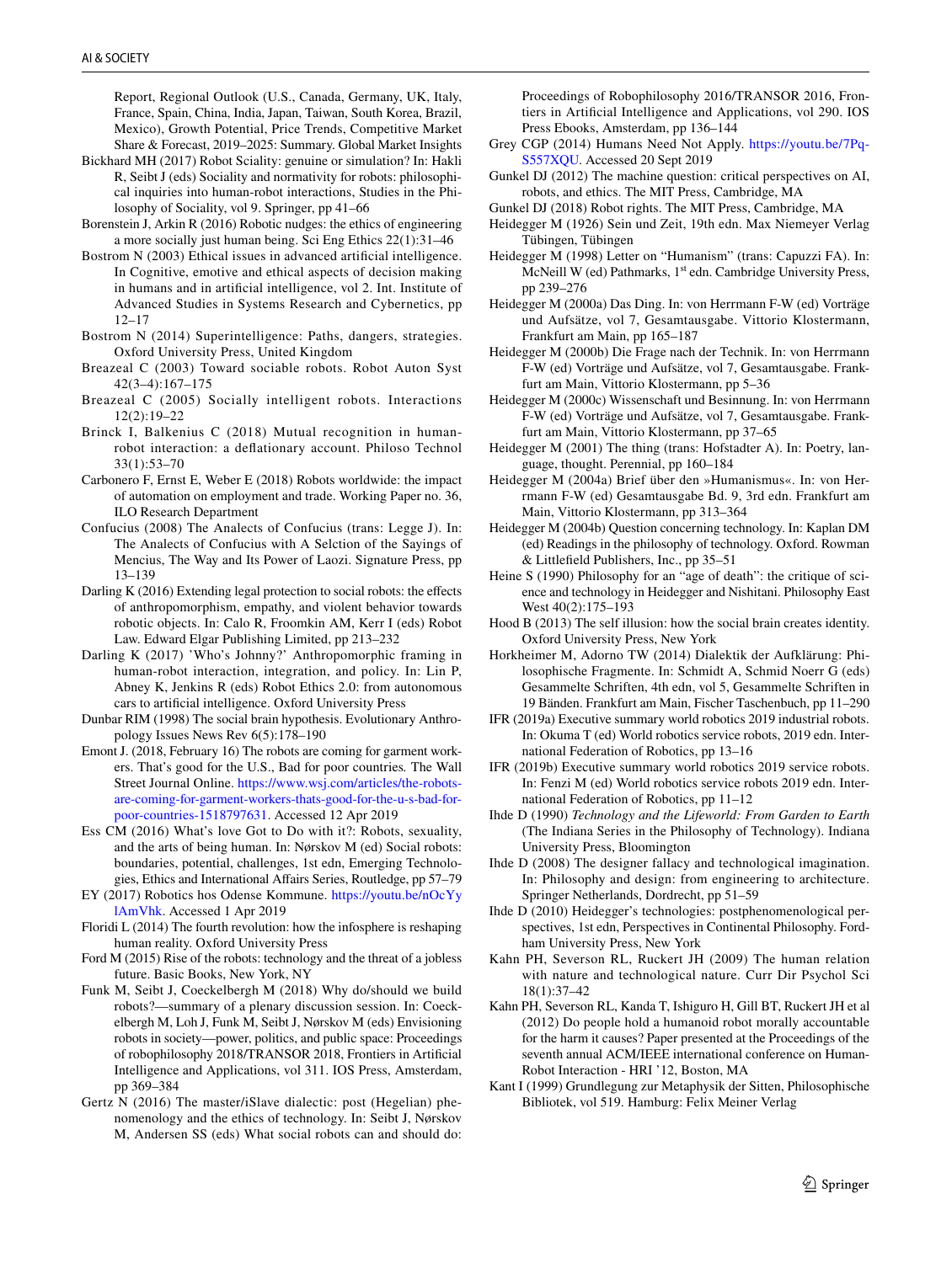Report, Regional Outlook (U.S., Canada, Germany, UK, Italy, France, Spain, China, India, Japan, Taiwan, South Korea, Brazil, Mexico), Growth Potential, Price Trends, Competitive Market Share & Forecast, 2019–2025: Summary. Global Market Insights

Bickhard MH (2017) Robot Sciality: genuine or simulation? In: Hakli R, Seibt J (eds) Sociality and normativity for robots: philosophical inquiries into human-robot interactions, Studies in the Philosophy of Sociality, vol 9. Springer, pp 41–66

Borenstein J, Arkin R (2016) Robotic nudges: the ethics of engineering a more socially just human being. Sci Eng Ethics 22(1):31–46

Bostrom N (2003) Ethical issues in advanced artificial intelligence. In Cognitive, emotive and ethical aspects of decision making in humans and in artificial intelligence, vol 2. Int. Institute of Advanced Studies in Systems Research and Cybernetics, pp 12–17

Bostrom N (2014) Superintelligence: Paths, dangers, strategies. Oxford University Press, United Kingdom

Breazeal C (2003) Toward sociable robots. Robot Auton Syst 42(3–4):167–175

Breazeal C (2005) Socially intelligent robots. Interactions 12(2):19–22

Brinck I, Balkenius C (2018) Mutual recognition in human-robot interaction: a deflationary account. Philoso Technol 33(1):53–70

Carbonero F, Ernst E, Weber E (2018) Robots worldwide: the impact of automation on employment and trade. Working Paper no. 36, ILO Research Department

Confucius (2008) The Analects of Confucius (trans: Legge J). In: The Analects of Confucius with A Selction of the Sayings of Mencius, The Way and Its Power of Laozi. Signature Press, pp 13–139

Darling K (2016) Extending legal protection to social robots: the effects of anthropomorphism, empathy, and violent behavior towards robotic objects. In: Calo R, Froomkin AM, Kerr I (eds) Robot Law. Edward Elgar Publishing Limited, pp 213–232

Darling K (2017) 'Who's Johnny?' Anthropomorphic framing in human-robot interaction, integration, and policy. In: Lin P, Abney K, Jenkins R (eds) Robot Ethics 2.0: from autonomous cars to artificial intelligence. Oxford University Press

Dunbar RIM (1998) The social brain hypothesis. Evolutionary Anthropology Issues News Rev 6(5):178–190

Emont J. (2018, February 16) The robots are coming for garment workers. That's good for the U.S., Bad for poor countries. The Wall Street Journal Online. https://www.wsj.com/articles/the-robots-are-coming-for-garment-workers-thats-good-for-the-u-s-bad-for-poor-countries-1518797631. Accessed 12 Apr 2019

Ess CM (2016) What's love Got to Do with it?: Robots, sexuality, and the arts of being human. In: Nørskov M (ed) Social robots: boundaries, potential, challenges, 1st edn, Emerging Technologies, Ethics and International Affairs Series, Routledge, pp 57–79

EY (2017) Robotics hos Odense Kommune. https://youtu.be/nOcYylAmVhk. Accessed 1 Apr 2019

Floridi L (2014) The fourth revolution: how the infosphere is reshaping human reality. Oxford University Press

Ford M (2015) Rise of the robots: technology and the threat of a jobless future. Basic Books, New York, NY

Funk M, Seibt J, Coeckelbergh M (2018) Why do/should we build robots?—summary of a plenary discussion session. In: Coeckelbergh M, Loh J, Funk M, Seibt J, Nørskov M (eds) Envisioning robots in society—power, politics, and public space: Proceedings of robophilosophy 2018/TRANSOR 2018, Frontiers in Artificial Intelligence and Applications, vol 311. IOS Press, Amsterdam, pp 369–384

Gertz N (2016) The master/iSlave dialectic: post (Hegelian) phenomenology and the ethics of technology. In: Seibt J, Nørskov M, Andersen SS (eds) What social robots can and should do: Proceedings of Robophilosophy 2016/TRANSOR 2016, Frontiers in Artificial Intelligence and Applications, vol 290. IOS Press Ebooks, Amsterdam, pp 136–144

Grey CGP (2014) Humans Need Not Apply. https://youtu.be/7Pq-S557XQU. Accessed 20 Sept 2019

Gunkel DJ (2012) The machine question: critical perspectives on AI, robots, and ethics. The MIT Press, Cambridge, MA

Gunkel DJ (2018) Robot rights. The MIT Press, Cambridge, MA

Heidegger M (1926) Sein und Zeit, 19th edn. Max Niemeyer Verlag Tübingen, Tübingen

Heidegger M (1998) Letter on "Humanism" (trans: Capuzzi FA). In: McNeill W (ed) Pathmarks, 1st edn. Cambridge University Press, pp 239–276

Heidegger M (2000a) Das Ding. In: von Herrmann F-W (ed) Vorträge und Aufsätze, vol 7, Gesamtausgabe. Vittorio Klostermann, Frankfurt am Main, pp 165–187

Heidegger M (2000b) Die Frage nach der Technik. In: von Herrmann F-W (ed) Vorträge und Aufsätze, vol 7, Gesamtausgabe. Frankfurt am Main, Vittorio Klostermann, pp 5–36

Heidegger M (2000c) Wissenschaft und Besinnung. In: von Herrmann F-W (ed) Vorträge und Aufsätze, vol 7, Gesamtausgabe. Frankfurt am Main, Vittorio Klostermann, pp 37–65

Heidegger M (2001) The thing (trans: Hofstadter A). In: Poetry, language, thought. Perennial, pp 160–184

Heidegger M (2004a) Brief über den »Humanismus«. In: von Herrmann F-W (ed) Gesamtausgabe Bd. 9, 3rd edn. Frankfurt am Main, Vittorio Klostermann, pp 313–364

Heidegger M (2004b) Question concerning technology. In: Kaplan DM (ed) Readings in the philosophy of technology. Oxford. Rowman & Littlefield Publishers, Inc., pp 35–51

Heine S (1990) Philosophy for an "age of death": the critique of science and technology in Heidegger and Nishitani. Philosophy East West 40(2):175–193

Hood B (2013) The self illusion: how the social brain creates identity. Oxford University Press, New York

Horkheimer M, Adorno TW (2014) Dialektik der Aufklärung: Philosophische Fragmente. In: Schmidt A, Schmid Noerr G (eds) Gesammelte Schriften, 4th edn, vol 5, Gesammelte Schriften in 19 Bänden. Frankfurt am Main, Fischer Taschenbuch, pp 11–290

IFR (2019a) Executive summary world robotics 2019 industrial robots. In: Okuma T (ed) World robotics service robots, 2019 edn. International Federation of Robotics, pp 13–16

IFR (2019b) Executive summary world robotics 2019 service robots. In: Fenzi M (ed) World robotics service robots 2019 edn. International Federation of Robotics, pp 11–12

Ihde D (1990) *Technology and the Lifeworld: From Garden to Earth* (The Indiana Series in the Philosophy of Technology). Indiana University Press, Bloomington

Ihde D (2008) The designer fallacy and technological imagination. In: Philosophy and design: from engineering to architecture. Springer Netherlands, Dordrecht, pp 51–59

Ihde D (2010) Heidegger's technologies: postphenomenological perspectives, 1st edn, Perspectives in Continental Philosophy. Fordham University Press, New York

Kahn PH, Severson RL, Ruckert JH (2009) The human relation with nature and technological nature. Curr Dir Psychol Sci 18(1):37–42

Kahn PH, Severson RL, Kanda T, Ishiguro H, Gill BT, Ruckert JH et al (2012) Do people hold a humanoid robot morally accountable for the harm it causes? Paper presented at the Proceedings of the seventh annual ACM/IEEE international conference on Human-Robot Interaction - HRI '12, Boston, MA

Kant I (1999) Grundlegung zur Metaphysik der Sitten, Philosophische Bibliotek, vol 519. Hamburg: Felix Meiner Verlag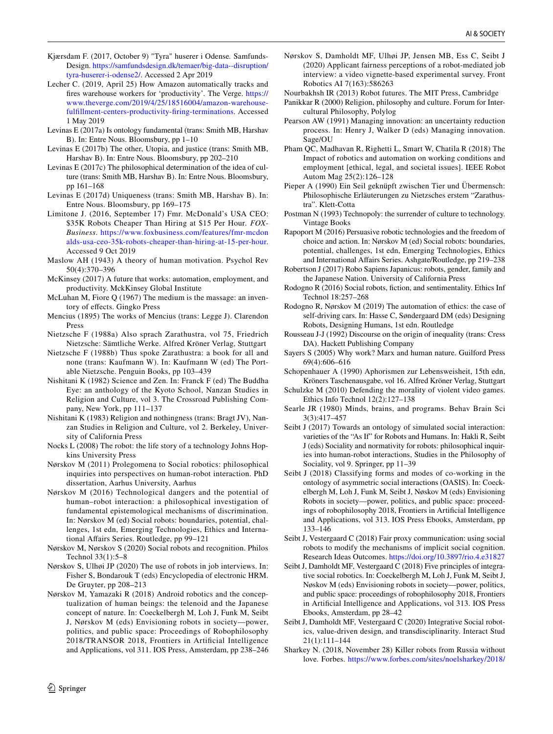Kjærsdam F. (2017, October 9) "Tyra" huserer i Odense. SamfundsDesign. https://samfundsdesign.dk/temaer/big-data--disruption/tyra-huserer-i-odense2/. Accessed 2 Apr 2019

Lecher C. (2019, April 25) How Amazon automatically tracks and fires warehouse workers for 'productivity'. The Verge. https://www.theverge.com/2019/4/25/18516004/amazon-warehouse-fulfillment-centers-productivity-firing-terminations. Accessed 1 May 2019

Levinas E (2017a) Is ontology fundamental (trans: Smith MB, Harshav B). In: Entre Nous. Bloomsbury, pp 1–10

Levinas E (2017b) The other, Utopia, and justice (trans: Smith MB, Harshav B). In: Entre Nous. Bloomsbury, pp 202–210

Levinas E (2017c) The philosophical determination of the idea of culture (trans: Smith MB, Harshav B). In: Entre Nous. Bloomsbury, pp 161–168

Levinas E (2017d) Uniqueness (trans: Smith MB, Harshav B). In: Entre Nous. Bloomsbury, pp 169–175

Limitone J. (2016, September 17) Fmr. McDonald's USA CEO: $35K Robots Cheaper Than Hiring at $15 Per Hour. *FOX-Business*. https://www.foxbusiness.com/features/fmr-mcdonalds-usa-ceo-35k-robots-cheaper-than-hiring-at-15-per-hour. Accessed 9 Oct 2019

Maslow AH (1943) A theory of human motivation. Psychol Rev 50(4):370–396

McKinsey (2017) A future that works: automation, employment, and productivity. McKKinsey Global Institute

McLuhan M, Fiore Q (1967) The medium is the massage: an inventory of effects. Gingko Press

Mencius (1895) The works of Mencius (trans: Legge J). Clarendon Press

Nietzsche F (1988a) Also sprach Zarathustra, vol 75, Friedrich Nietzsche: Sämtliche Werke. Alfred Kröner Verlag, Stuttgart

Nietzsche F (1988b) Thus spoke Zarathustra: a book for all and none (trans: Kaufmann W). In: Kaufmann W (ed) The Portable Nietzsche. Penguin Books, pp 103–439

Nishitani K (1982) Science and Zen. In: Franck F (ed) The Buddha Eye: an anthology of the Kyoto School, Nanzan Studies in Religion and Culture, vol 3. The Crossroad Publishing Company, New York, pp 111–137

Nishitani K (1983) Religion and nothingness (trans: Bragt JV), Nanzan Studies in Religion and Culture, vol 2. Berkeley, University of California Press

Nocks L (2008) The robot: the life story of a technology Johns Hopkins University Press

Nørskov M (2011) Prolegomena to Social robotics: philosophical inquiries into perspectives on human-robot interaction. PhD dissertation, Aarhus University, Aarhus

Nørskov M (2016) Technological dangers and the potential of human–robot interaction: a philosophical investigation of fundamental epistemological mechanisms of discrimination. In: Nørskov M (ed) Social robots: boundaries, potential, challenges, 1st edn, Emerging Technologies, Ethics and International Affairs Series. Routledge, pp 99–121

Nørskov M, Nørskov S (2020) Social robots and recognition. Philos Technol 33(1):5–8

Nørskov S, Ulhøi JP (2020) The use of robots in job interviews. In: Fisher S, Bondarouk T (eds) Encyclopedia of electronic HRM. De Gruyter, pp 208–213

Nørskov M, Yamazaki R (2018) Android robotics and the conceptualization of human beings: the telenoid and the Japanese concept of nature. In: Coeckelbergh M, Loh J, Funk M, Seibt J, Nørskov M (eds) Envisioning robots in society—power, politics, and public space: Proceedings of Robophilosophy 2018/TRANSOR 2018, Frontiers in Artificial Intelligence and Applications, vol 311. IOS Press, Amsterdam, pp 238–246

Nørskov S, Damholdt MF, Ulhøi JP, Jensen MB, Ess C, Seibt J (2020) Applicant fairness perceptions of a robot-mediated job interview: a video vignette-based experimental survey. Front Robotics AI 7(163):586263

Nourbakhsh IR (2013) Robot futures. The MIT Press, Cambridge

Panikkar R (2000) Religion, philosophy and culture. Forum for Intercultural Philosophy, Polylog

Pearson AW (1991) Managing innovation: an uncertainty reduction process. In: Henry J, Walker D (eds) Managing innovation. Sage/OU

Pham QC, Madhavan R, Righetti L, Smart W, Chatila R (2018) The Impact of robotics and automation on working conditions and employment [ethical, legal, and societal issues]. IEEE Robot Autom Mag 25(2):126–128

Pieper A (1990) Ein Seil geknüpft zwischen Tier und Übermensch: Philosophische Erläuterungen zu Nietzsches erstem "Zarathustra". Klett-Cotta

Postman N (1993) Technopoly: the surrender of culture to technology. Vintage Books

Rapoport M (2016) Persuasive robotic technologies and the freedom of choice and action. In: Nørskov M (ed) Social robots: boundaries, potential, challenges, 1st edn, Emerging Technologies, Ethics and International Affairs Series. Ashgate/Routledge, pp 219–238

Robertson J (2017) Robo Sapiens Japanicus: robots, gender, family and the Japanese Nation. University of California Press

Rodogno R (2016) Social robots, fiction, and sentimentality. Ethics Inf Technol 18:257–268

Rodogno R, Nørskov M (2019) The automation of ethics: the case of self-driving cars. In: Hasse C, Søndergaard DM (eds) Designing Robots, Designing Humans, 1st edn. Routledge

Rousseau J-J (1992) Discourse on the origin of inequality (trans: Cress DA). Hackett Publishing Company

Sayers S (2005) Why work? Marx and human nature. Guilford Press 69(4):606–616

Schopenhauer A (1990) Aphorismen zur Lebensweisheit, 15th edn, Króners Taschenausgabe, vol 16. Alfred Kröner Verlag, Stuttgart

Schulzke M (2010) Defending the morality of violent video games. Ethics Info Technol 12(2):127–138

Searle JR (1980) Minds, brains, and programs. Behav Brain Sci 3(3):417–457

Seibt J (2017) Towards an ontology of simulated social interaction: varieties of the "As If" for Robots and Humans. In: Hakli R, Seibt J (eds) Sociality and normativity for robots: philosophical inquiries into human-robot interactions, Studies in the Philosophy of Sociality, vol 9. Springer, pp 11–39

Seibt J (2018) Classifying forms and modes of co-working in the ontology of asymmetric social interactions (OASIS). In: Coeckelbergh M, Loh J, Funk M, Seibt J, Nøskov M (eds) Envisioning Robots in society—power, politics, and public space: proceedings of robophilosophy 2018, Frontiers in Artificial Intelligence and Applications, vol 313. IOS Press Ebooks, Amsterdam, pp 133–146

Seibt J, Vestergaard C (2018) Fair proxy communication: using social robots to modify the mechanisms of implicit social cognition. Research Ideas Outcomes. https://doi.org/10.3897/rio.4.e31827

Seibt J, Damholdt MF, Vestergaard C (2018) Five principles of integrative social robotics. In: Coeckelbergh M, Loh J, Funk M, Seibt J, Nøskov M (eds) Envisioning robots in society—power, politics, and public space: proceedings of robophilosophy 2018, Frontiers in Artificial Intelligence and Applications, vol 313. IOS Press Ebooks, Amsterdam, pp 28–42

Seibt J, Damholdt MF, Vestergaard C (2020) Integrative Social robotics, value-driven design, and transdisciplinarity. Interact Stud 21(1):111–144

Sharkey N. (2018, November 28) Killer robots from Russia without love. Forbes. https://www.forbes.com/sites/noelsharkey/2018/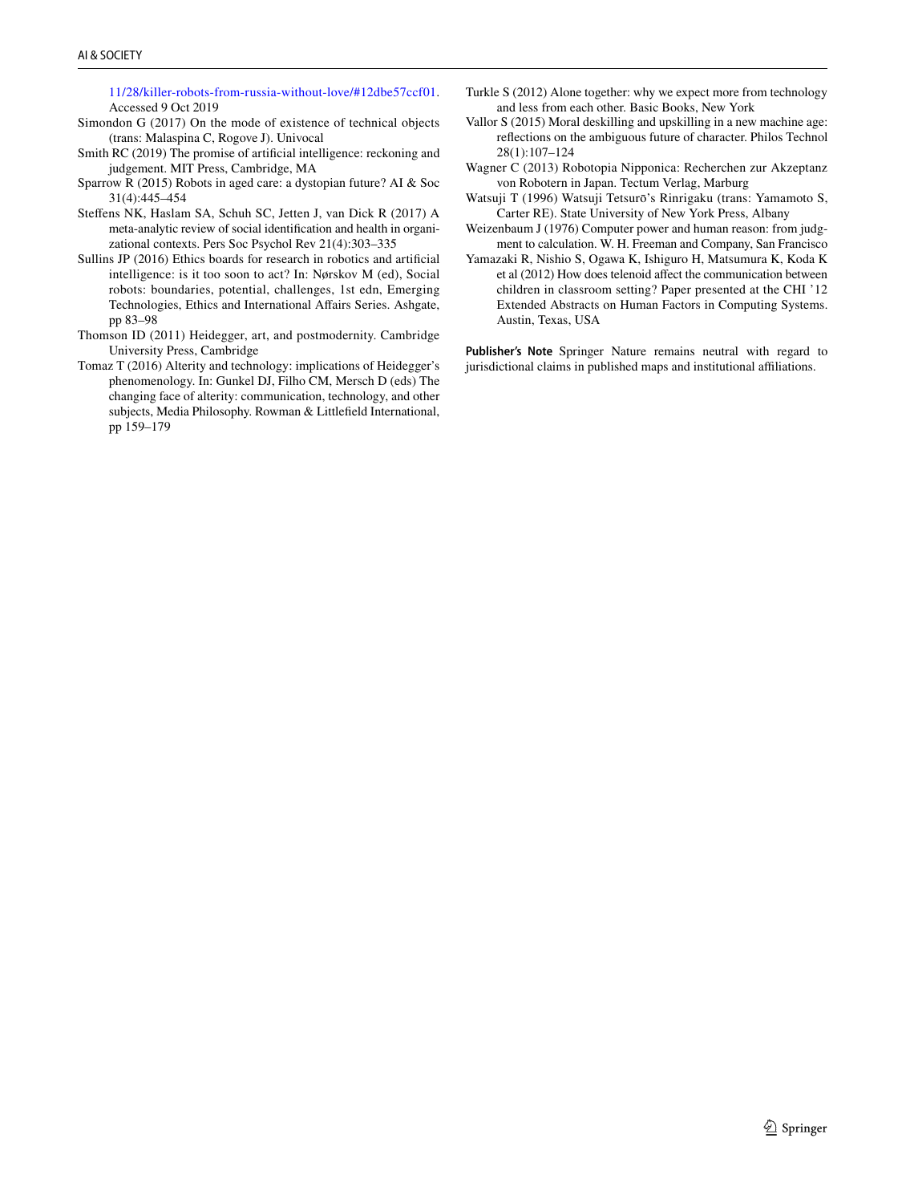11/28/killer-robots-from-russia-without-love/#12dbe57ccf01. Accessed 9 Oct 2019

Simondon G (2017) On the mode of existence of technical objects (trans: Malaspina C, Rogove J). Univocal

Smith RC (2019) The promise of artificial intelligence: reckoning and judgement. MIT Press, Cambridge, MA

Sparrow R (2015) Robots in aged care: a dystopian future? AI & Soc 31(4):445–454

Steffens NK, Haslam SA, Schuh SC, Jetten J, van Dick R (2017) A meta-analytic review of social identification and health in organizational contexts. Pers Soc Psychol Rev 21(4):303–335

Sullins JP (2016) Ethics boards for research in robotics and artificial intelligence: is it too soon to act? In: Nørskov M (ed), Social robots: boundaries, potential, challenges, 1st edn, Emerging Technologies, Ethics and International Affairs Series. Ashgate, pp 83–98

Thomson ID (2011) Heidegger, art, and postmodernity. Cambridge University Press, Cambridge

Tomaz T (2016) Alterity and technology: implications of Heidegger's phenomenology. In: Gunkel DJ, Filho CM, Mersch D (eds) The changing face of alterity: communication, technology, and other subjects, Media Philosophy. Rowman & Littlefield International, pp 159–179

Turkle S (2012) Alone together: why we expect more from technology and less from each other. Basic Books, New York

Vallor S (2015) Moral deskilling and upskilling in a new machine age: reflections on the ambiguous future of character. Philos Technol 28(1):107–124

Wagner C (2013) Robotopia Nipponica: Recherchen zur Akzeptanz von Robotern in Japan. Tectum Verlag, Marburg

Watsuji T (1996) Watsuji Tetsurō's Rinrigaku (trans: Yamamoto S, Carter RE). State University of New York Press, Albany

Weizenbaum J (1976) Computer power and human reason: from judgment to calculation. W. H. Freeman and Company, San Francisco

Yamazaki R, Nishio S, Ogawa K, Ishiguro H, Matsumura K, Koda K et al (2012) How does telenoid affect the communication between children in classroom setting? Paper presented at the CHI '12 Extended Abstracts on Human Factors in Computing Systems. Austin, Texas, USA

**Publisher's Note** Springer Nature remains neutral with regard to jurisdictional claims in published maps and institutional affiliations.